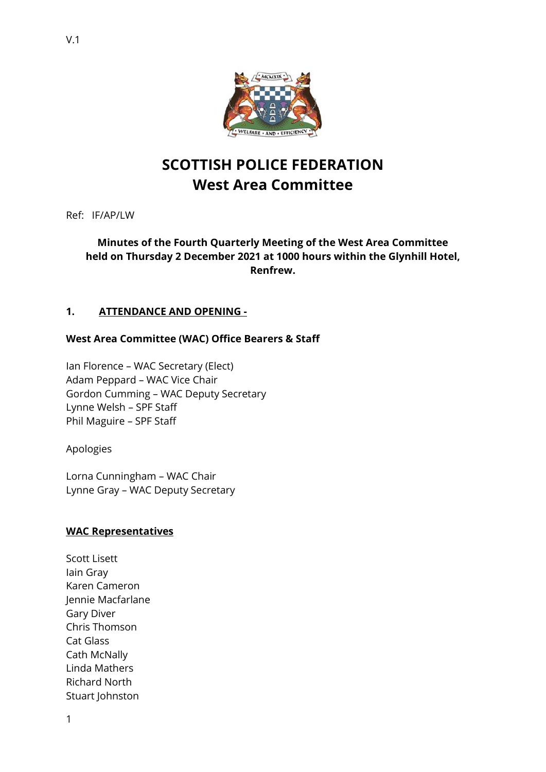V.1

# SCOTTISH POLICE FEDERATION
## West Area Committee

Ref: IF/AP/LW

**Minutes of the Fourth Quarterly Meeting of the West Area Committee held on Thursday 2 December 2021 at 1000 hours within the Glynhill Hotel, Renfrew.**

### 1. ATTENDANCE AND OPENING -

**West Area Committee (WAC) Office Bearers & Staff**

Ian Florence – WAC Secretary (Elect)
Adam Peppard – WAC Vice Chair
Gordon Cumming – WAC Deputy Secretary
Lynne Welsh – SPF Staff
Phil Maguire – SPF Staff

Apologies

Lorna Cunningham – WAC Chair
Lynne Gray – WAC Deputy Secretary

**WAC Representatives**

Scott Lisett
Iain Gray
Karen Cameron
Jennie Macfarlane
Gary Diver
Chris Thomson
Cat Glass
Cath McNally
Linda Mathers
Richard North
Stuart Johnston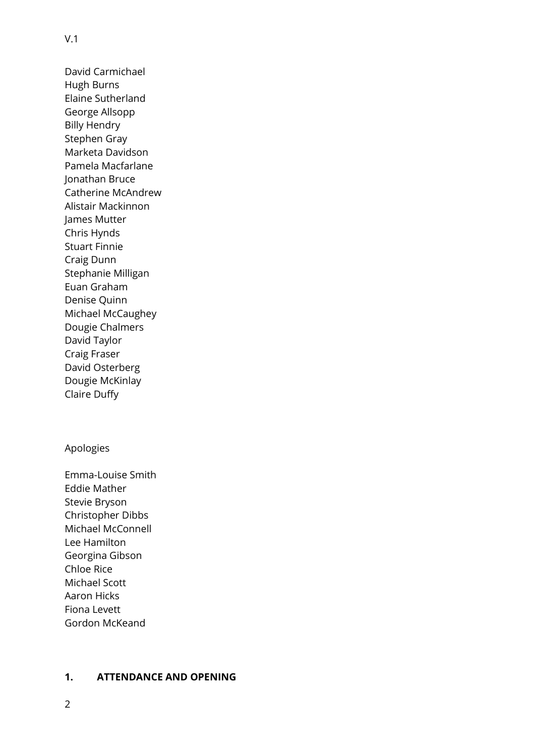V.1

David Carmichael
Hugh Burns
Elaine Sutherland
George Allsopp
Billy Hendry
Stephen Gray
Marketa Davidson
Pamela Macfarlane
Jonathan Bruce
Catherine McAndrew
Alistair Mackinnon
James Mutter
Chris Hynds
Stuart Finnie
Craig Dunn
Stephanie Milligan
Euan Graham
Denise Quinn
Michael McCaughey
Dougie Chalmers
David Taylor
Craig Fraser
David Osterberg
Dougie McKinlay
Claire Duffy

Apologies

Emma-Louise Smith
Eddie Mather
Stevie Bryson
Christopher Dibbs
Michael McConnell
Lee Hamilton
Georgina Gibson
Chloe Rice
Michael Scott
Aaron Hicks
Fiona Levett
Gordon McKeand

## 1. ATTENDANCE AND OPENING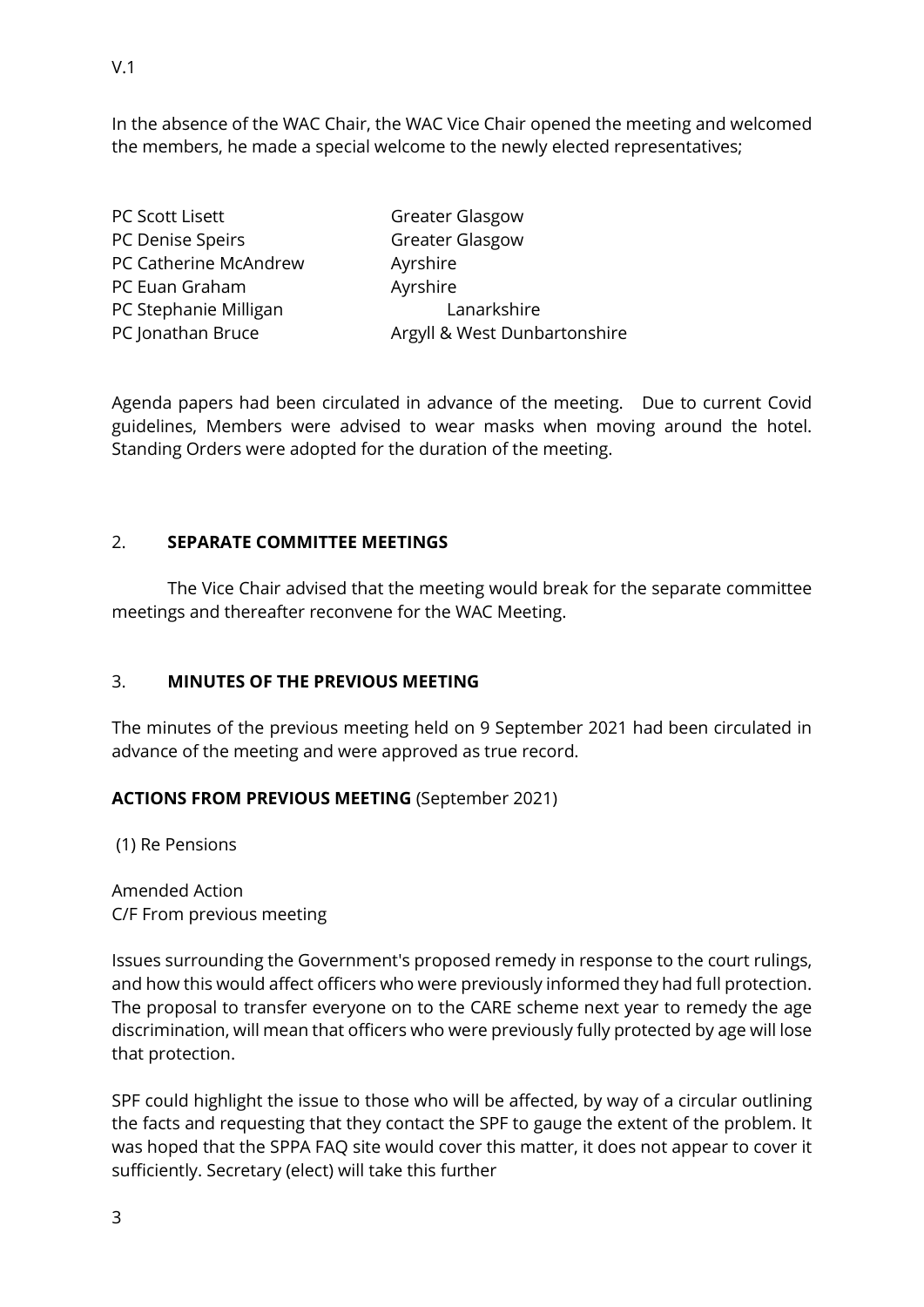In the absence of the WAC Chair, the WAC Vice Chair opened the meeting and welcomed the members, he made a special welcome to the newly elected representatives;

| | |
|---|---|
| PC Scott Lisett | Greater Glasgow |
| PC Denise Speirs | Greater Glasgow |
| PC Catherine McAndrew | Ayrshire |
| PC Euan Graham | Ayrshire |
| PC Stephanie Milligan | Lanarkshire |
| PC Jonathan Bruce | Argyll & West Dunbartonshire |

Agenda papers had been circulated in advance of the meeting. Due to current Covid guidelines, Members were advised to wear masks when moving around the hotel. Standing Orders were adopted for the duration of the meeting.

## 2. SEPARATE COMMITTEE MEETINGS

The Vice Chair advised that the meeting would break for the separate committee meetings and thereafter reconvene for the WAC Meeting.

## 3. MINUTES OF THE PREVIOUS MEETING

The minutes of the previous meeting held on 9 September 2021 had been circulated in advance of the meeting and were approved as true record.

**ACTIONS FROM PREVIOUS MEETING** (September 2021)

(1) Re Pensions

Amended Action
C/F From previous meeting

Issues surrounding the Government's proposed remedy in response to the court rulings, and how this would affect officers who were previously informed they had full protection. The proposal to transfer everyone on to the CARE scheme next year to remedy the age discrimination, will mean that officers who were previously fully protected by age will lose that protection.

SPF could highlight the issue to those who will be affected, by way of a circular outlining the facts and requesting that they contact the SPF to gauge the extent of the problem. It was hoped that the SPPA FAQ site would cover this matter, it does not appear to cover it sufficiently. Secretary (elect) will take this further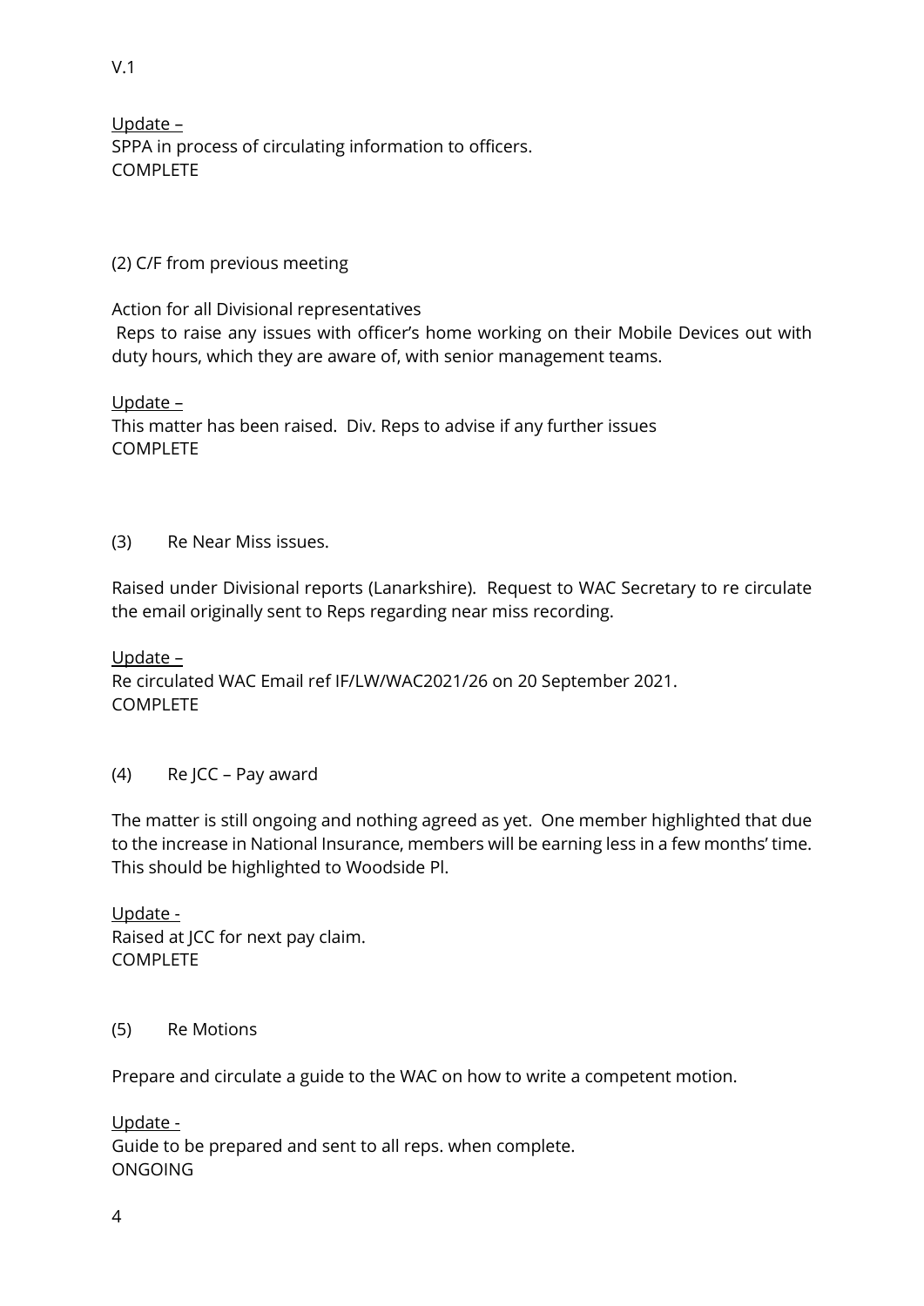Update –
SPPA in process of circulating information to officers.
COMPLETE

(2) C/F from previous meeting

Action for all Divisional representatives
Reps to raise any issues with officer's home working on their Mobile Devices out with duty hours, which they are aware of, with senior management teams.

Update –
This matter has been raised. Div. Reps to advise if any further issues
COMPLETE

(3) Re Near Miss issues.

Raised under Divisional reports (Lanarkshire). Request to WAC Secretary to re circulate the email originally sent to Reps regarding near miss recording.

Update –
Re circulated WAC Email ref IF/LW/WAC2021/26 on 20 September 2021.
COMPLETE

(4) Re JCC – Pay award

The matter is still ongoing and nothing agreed as yet. One member highlighted that due to the increase in National Insurance, members will be earning less in a few months' time. This should be highlighted to Woodside Pl.

Update -
Raised at JCC for next pay claim.
COMPLETE

(5) Re Motions

Prepare and circulate a guide to the WAC on how to write a competent motion.

Update -
Guide to be prepared and sent to all reps. when complete.
ONGOING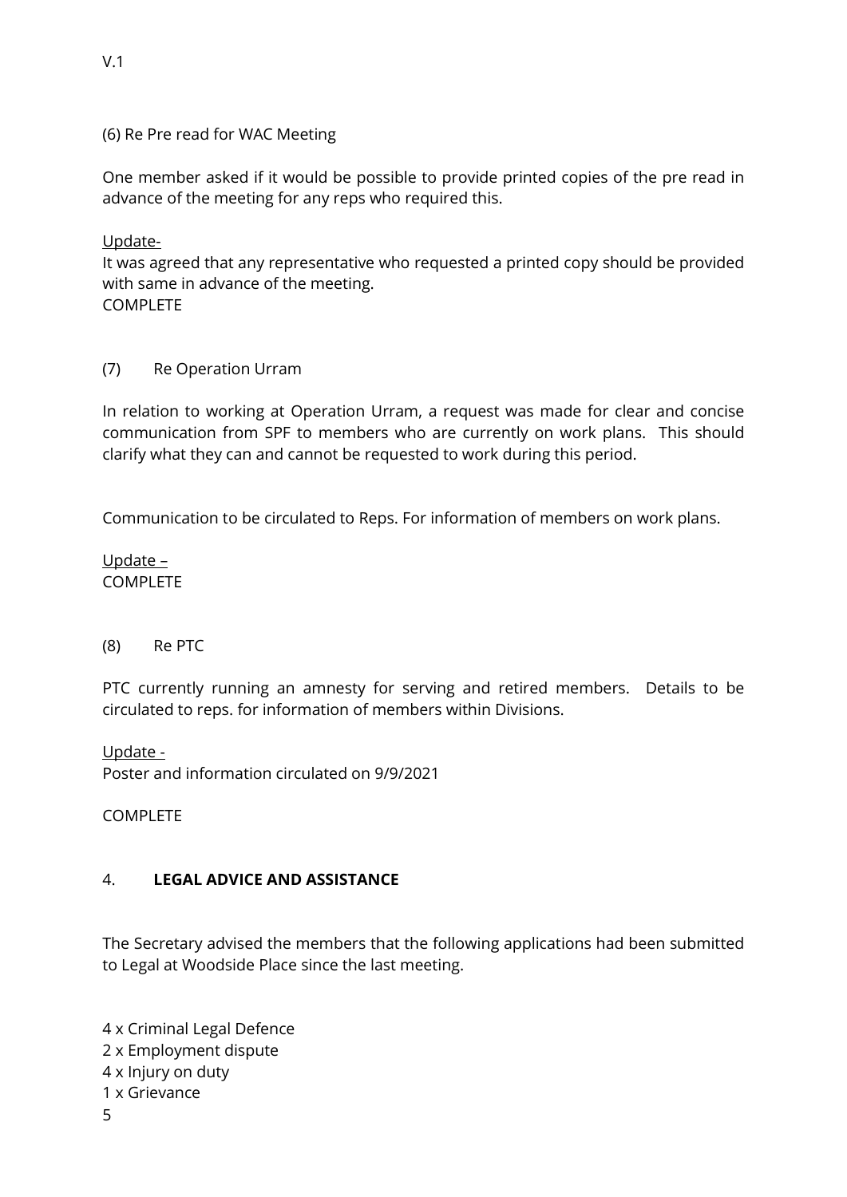(6) Re Pre read for WAC Meeting

One member asked if it would be possible to provide printed copies of the pre read in advance of the meeting for any reps who required this.

Update-

It was agreed that any representative who requested a printed copy should be provided with same in advance of the meeting.

COMPLETE

(7) Re Operation Urram

In relation to working at Operation Urram, a request was made for clear and concise communication from SPF to members who are currently on work plans. This should clarify what they can and cannot be requested to work during this period.

Communication to be circulated to Reps. For information of members on work plans.

Update –

COMPLETE

(8) Re PTC

PTC currently running an amnesty for serving and retired members. Details to be circulated to reps. for information of members within Divisions.

Update -

Poster and information circulated on 9/9/2021

COMPLETE

## 4. **LEGAL ADVICE AND ASSISTANCE**

The Secretary advised the members that the following applications had been submitted to Legal at Woodside Place since the last meeting.

4 x Criminal Legal Defence
2 x Employment dispute
4 x Injury on duty
1 x Grievance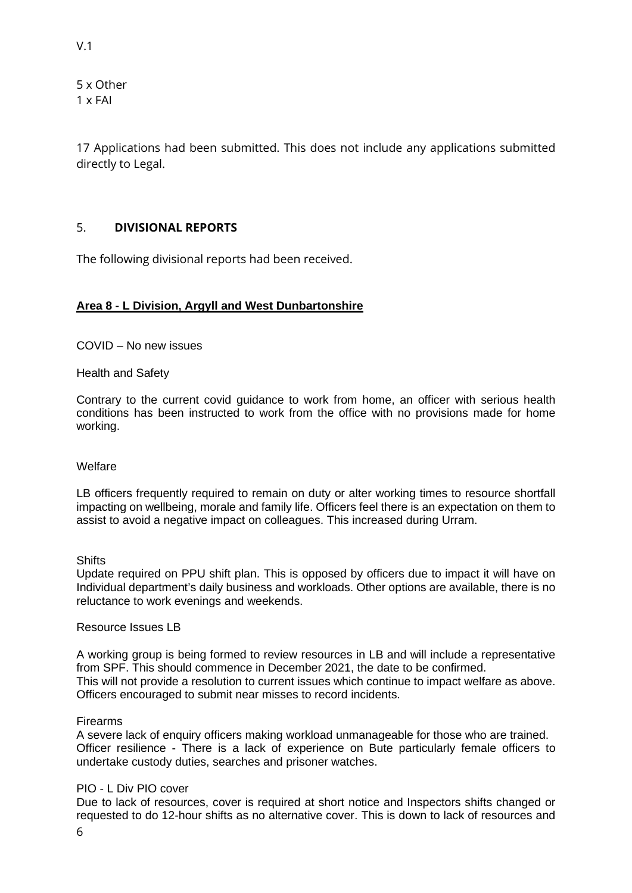5 x Other
1 x FAI

17 Applications had been submitted. This does not include any applications submitted directly to Legal.

## 5. **DIVISIONAL REPORTS**

The following divisional reports had been received.

### **Area 8 - L Division, Argyll and West Dunbartonshire**

COVID – No new issues

Health and Safety

Contrary to the current covid guidance to work from home, an officer with serious health conditions has been instructed to work from the office with no provisions made for home working.

Welfare

LB officers frequently required to remain on duty or alter working times to resource shortfall impacting on wellbeing, morale and family life. Officers feel there is an expectation on them to assist to avoid a negative impact on colleagues. This increased during Urram.

Shifts
Update required on PPU shift plan. This is opposed by officers due to impact it will have on Individual department's daily business and workloads. Other options are available, there is no reluctance to work evenings and weekends.

Resource Issues LB

A working group is being formed to review resources in LB and will include a representative from SPF. This should commence in December 2021, the date to be confirmed.
This will not provide a resolution to current issues which continue to impact welfare as above. Officers encouraged to submit near misses to record incidents.

Firearms
A severe lack of enquiry officers making workload unmanageable for those who are trained.
Officer resilience - There is a lack of experience on Bute particularly female officers to undertake custody duties, searches and prisoner watches.

PIO - L Div PIO cover
Due to lack of resources, cover is required at short notice and Inspectors shifts changed or requested to do 12-hour shifts as no alternative cover. This is down to lack of resources and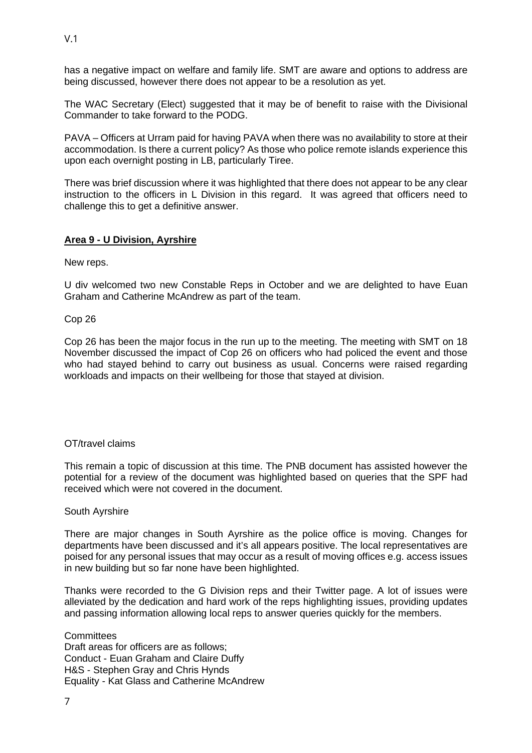has a negative impact on welfare and family life. SMT are aware and options to address are being discussed, however there does not appear to be a resolution as yet.

The WAC Secretary (Elect) suggested that it may be of benefit to raise with the Divisional Commander to take forward to the PODG.

PAVA – Officers at Urram paid for having PAVA when there was no availability to store at their accommodation. Is there a current policy? As those who police remote islands experience this upon each overnight posting in LB, particularly Tiree.

There was brief discussion where it was highlighted that there does not appear to be any clear instruction to the officers in L Division in this regard. It was agreed that officers need to challenge this to get a definitive answer.

**Area 9 - U Division, Ayrshire**

New reps.

U div welcomed two new Constable Reps in October and we are delighted to have Euan Graham and Catherine McAndrew as part of the team.

Cop 26

Cop 26 has been the major focus in the run up to the meeting. The meeting with SMT on 18 November discussed the impact of Cop 26 on officers who had policed the event and those who had stayed behind to carry out business as usual. Concerns were raised regarding workloads and impacts on their wellbeing for those that stayed at division.

OT/travel claims

This remain a topic of discussion at this time. The PNB document has assisted however the potential for a review of the document was highlighted based on queries that the SPF had received which were not covered in the document.

South Ayrshire

There are major changes in South Ayrshire as the police office is moving. Changes for departments have been discussed and it's all appears positive. The local representatives are poised for any personal issues that may occur as a result of moving offices e.g. access issues in new building but so far none have been highlighted.

Thanks were recorded to the G Division reps and their Twitter page. A lot of issues were alleviated by the dedication and hard work of the reps highlighting issues, providing updates and passing information allowing local reps to answer queries quickly for the members.

Committees
Draft areas for officers are as follows;
Conduct - Euan Graham and Claire Duffy
H&S - Stephen Gray and Chris Hynds
Equality - Kat Glass and Catherine McAndrew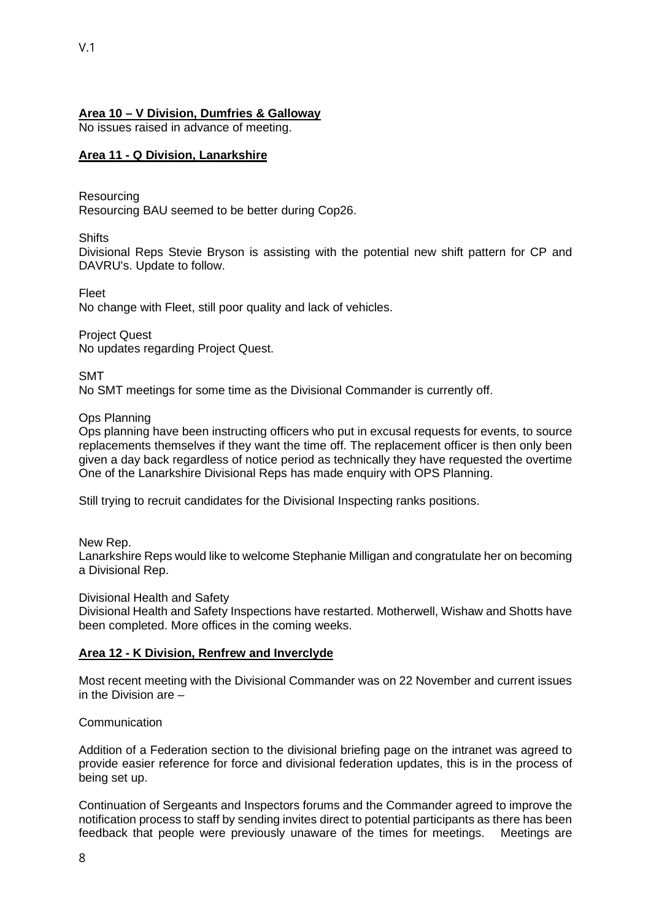**Area 10 – V Division, Dumfries & Galloway**

No issues raised in advance of meeting.

**Area 11 - Q Division, Lanarkshire**

Resourcing
Resourcing BAU seemed to be better during Cop26.

Shifts
Divisional Reps Stevie Bryson is assisting with the potential new shift pattern for CP and DAVRU's. Update to follow.

Fleet
No change with Fleet, still poor quality and lack of vehicles.

Project Quest
No updates regarding Project Quest.

SMT
No SMT meetings for some time as the Divisional Commander is currently off.

Ops Planning
Ops planning have been instructing officers who put in excusal requests for events, to source replacements themselves if they want the time off. The replacement officer is then only been given a day back regardless of notice period as technically they have requested the overtime One of the Lanarkshire Divisional Reps has made enquiry with OPS Planning.

Still trying to recruit candidates for the Divisional Inspecting ranks positions.

New Rep.
Lanarkshire Reps would like to welcome Stephanie Milligan and congratulate her on becoming a Divisional Rep.

Divisional Health and Safety
Divisional Health and Safety Inspections have restarted. Motherwell, Wishaw and Shotts have been completed. More offices in the coming weeks.

**Area 12 - K Division, Renfrew and Inverclyde**

Most recent meeting with the Divisional Commander was on 22 November and current issues in the Division are –

Communication

Addition of a Federation section to the divisional briefing page on the intranet was agreed to provide easier reference for force and divisional federation updates, this is in the process of being set up.

Continuation of Sergeants and Inspectors forums and the Commander agreed to improve the notification process to staff by sending invites direct to potential participants as there has been feedback that people were previously unaware of the times for meetings. Meetings are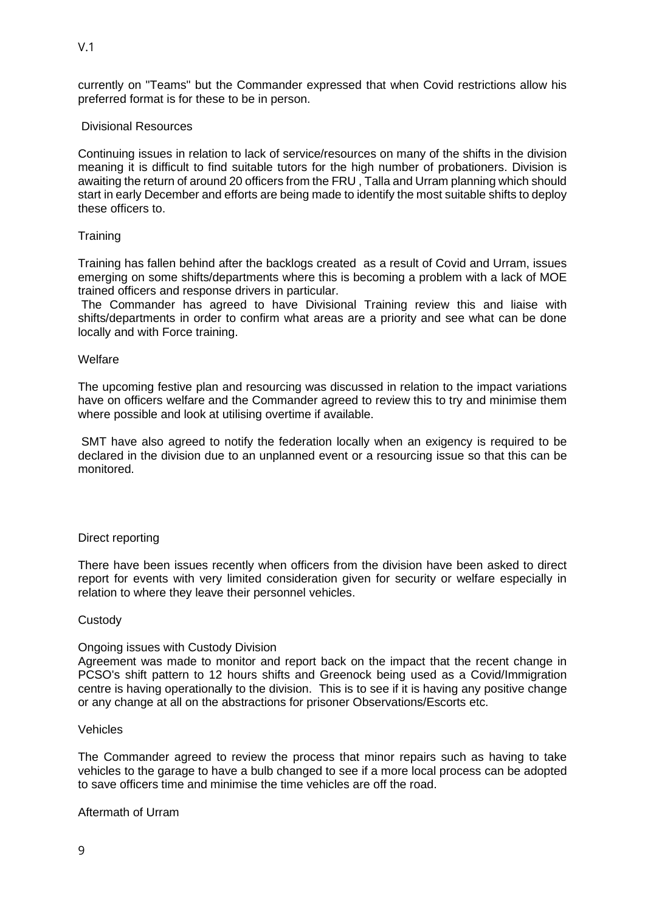currently on "Teams" but the Commander expressed that when Covid restrictions allow his preferred format is for these to be in person.

### Divisional Resources

Continuing issues in relation to lack of service/resources on many of the shifts in the division meaning it is difficult to find suitable tutors for the high number of probationers. Division is awaiting the return of around 20 officers from the FRU , Talla and Urram planning which should start in early December and efforts are being made to identify the most suitable shifts to deploy these officers to.

### Training

Training has fallen behind after the backlogs created as a result of Covid and Urram, issues emerging on some shifts/departments where this is becoming a problem with a lack of MOE trained officers and response drivers in particular.

The Commander has agreed to have Divisional Training review this and liaise with shifts/departments in order to confirm what areas are a priority and see what can be done locally and with Force training.

### Welfare

The upcoming festive plan and resourcing was discussed in relation to the impact variations have on officers welfare and the Commander agreed to review this to try and minimise them where possible and look at utilising overtime if available.

SMT have also agreed to notify the federation locally when an exigency is required to be declared in the division due to an unplanned event or a resourcing issue so that this can be monitored.

### Direct reporting

There have been issues recently when officers from the division have been asked to direct report for events with very limited consideration given for security or welfare especially in relation to where they leave their personnel vehicles.

### Custody

Ongoing issues with Custody Division

Agreement was made to monitor and report back on the impact that the recent change in PCSO's shift pattern to 12 hours shifts and Greenock being used as a Covid/Immigration centre is having operationally to the division. This is to see if it is having any positive change or any change at all on the abstractions for prisoner Observations/Escorts etc.

### Vehicles

The Commander agreed to review the process that minor repairs such as having to take vehicles to the garage to have a bulb changed to see if a more local process can be adopted to save officers time and minimise the time vehicles are off the road.

### Aftermath of Urram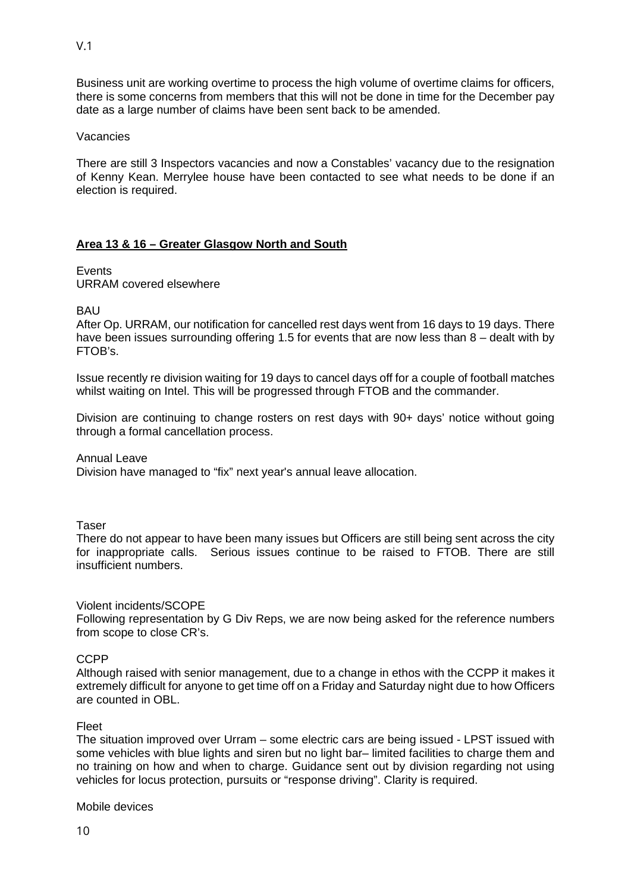Business unit are working overtime to process the high volume of overtime claims for officers, there is some concerns from members that this will not be done in time for the December pay date as a large number of claims have been sent back to be amended.

Vacancies

There are still 3 Inspectors vacancies and now a Constables' vacancy due to the resignation of Kenny Kean. Merrylee house have been contacted to see what needs to be done if an election is required.

**<u>Area 13 & 16 – Greater Glasgow North and South</u>**

Events
URRAM covered elsewhere

BAU
After Op. URRAM, our notification for cancelled rest days went from 16 days to 19 days. There have been issues surrounding offering 1.5 for events that are now less than 8 – dealt with by FTOB's.

Issue recently re division waiting for 19 days to cancel days off for a couple of football matches whilst waiting on Intel. This will be progressed through FTOB and the commander.

Division are continuing to change rosters on rest days with 90+ days' notice without going through a formal cancellation process.

Annual Leave
Division have managed to "fix" next year's annual leave allocation.

Taser
There do not appear to have been many issues but Officers are still being sent across the city for inappropriate calls. Serious issues continue to be raised to FTOB. There are still insufficient numbers.

Violent incidents/SCOPE
Following representation by G Div Reps, we are now being asked for the reference numbers from scope to close CR's.

CCPP
Although raised with senior management, due to a change in ethos with the CCPP it makes it extremely difficult for anyone to get time off on a Friday and Saturday night due to how Officers are counted in OBL.

Fleet
The situation improved over Urram – some electric cars are being issued - LPST issued with some vehicles with blue lights and siren but no light bar– limited facilities to charge them and no training on how and when to charge. Guidance sent out by division regarding not using vehicles for locus protection, pursuits or "response driving". Clarity is required.

Mobile devices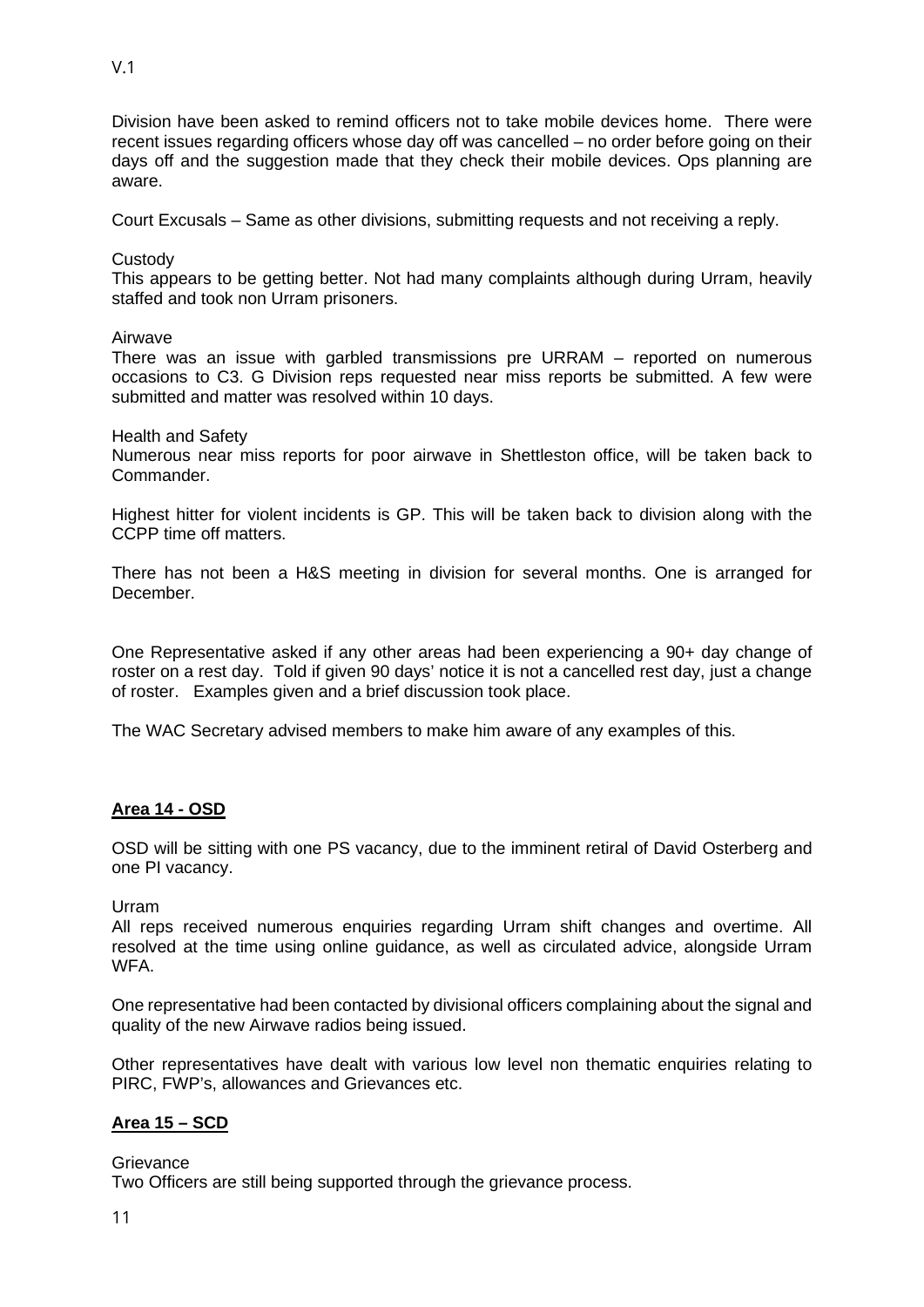Division have been asked to remind officers not to take mobile devices home. There were recent issues regarding officers whose day off was cancelled – no order before going on their days off and the suggestion made that they check their mobile devices. Ops planning are aware.

Court Excusals – Same as other divisions, submitting requests and not receiving a reply.

Custody
This appears to be getting better. Not had many complaints although during Urram, heavily staffed and took non Urram prisoners.

Airwave
There was an issue with garbled transmissions pre URRAM – reported on numerous occasions to C3. G Division reps requested near miss reports be submitted. A few were submitted and matter was resolved within 10 days.

Health and Safety
Numerous near miss reports for poor airwave in Shettleston office, will be taken back to Commander.

Highest hitter for violent incidents is GP. This will be taken back to division along with the CCPP time off matters.

There has not been a H&S meeting in division for several months. One is arranged for December.

One Representative asked if any other areas had been experiencing a 90+ day change of roster on a rest day. Told if given 90 days' notice it is not a cancelled rest day, just a change of roster. Examples given and a brief discussion took place.

The WAC Secretary advised members to make him aware of any examples of this.

## **Area 14 - OSD**

OSD will be sitting with one PS vacancy, due to the imminent retiral of David Osterberg and one PI vacancy.

Urram
All reps received numerous enquiries regarding Urram shift changes and overtime. All resolved at the time using online guidance, as well as circulated advice, alongside Urram WFA.

One representative had been contacted by divisional officers complaining about the signal and quality of the new Airwave radios being issued.

Other representatives have dealt with various low level non thematic enquiries relating to PIRC, FWP's, allowances and Grievances etc.

## **Area 15 – SCD**

Grievance
Two Officers are still being supported through the grievance process.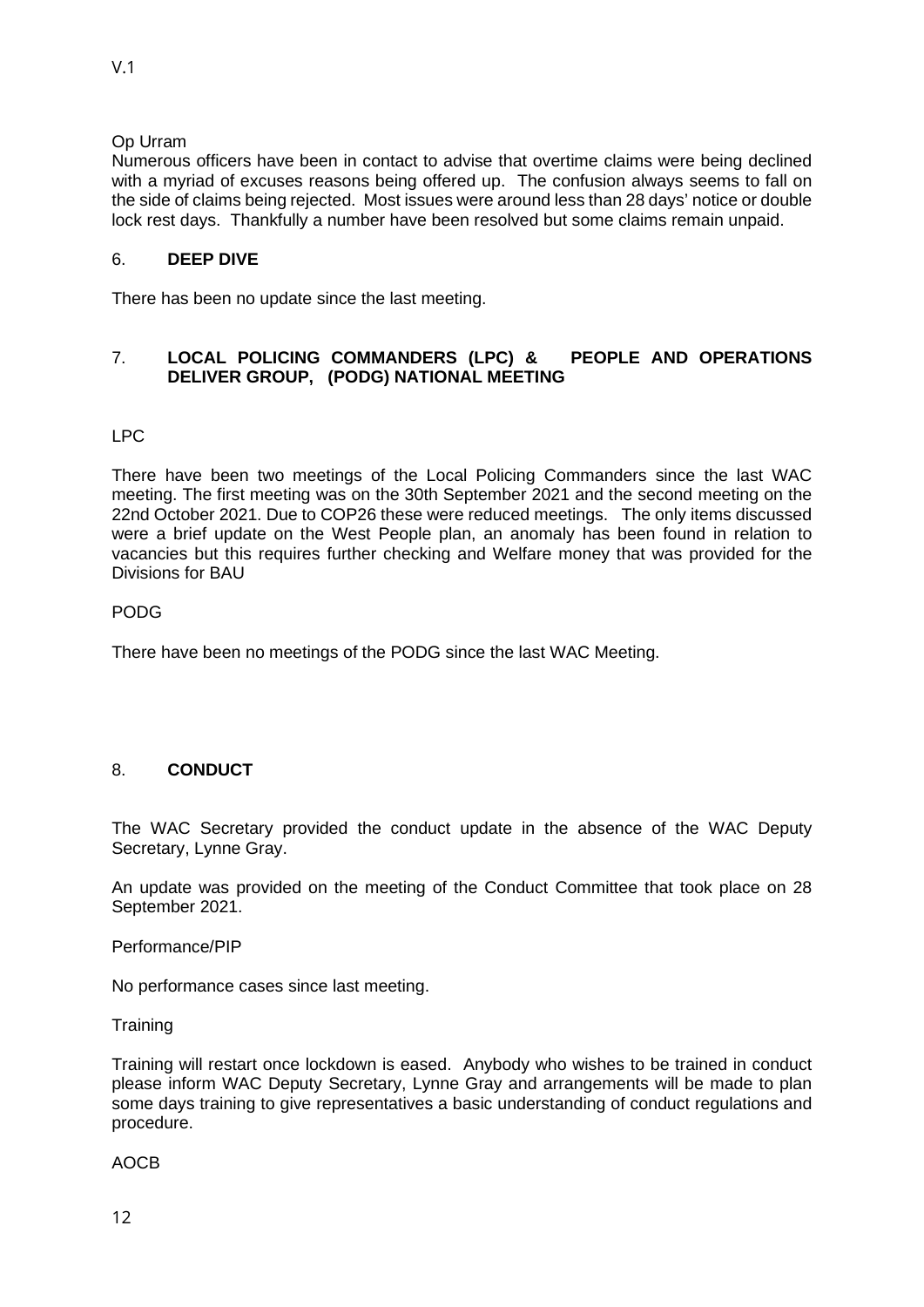Op Urram

Numerous officers have been in contact to advise that overtime claims were being declined with a myriad of excuses reasons being offered up. The confusion always seems to fall on the side of claims being rejected. Most issues were around less than 28 days' notice or double lock rest days. Thankfully a number have been resolved but some claims remain unpaid.

## 6. **DEEP DIVE**

There has been no update since the last meeting.

## 7. **LOCAL POLICING COMMANDERS (LPC) & PEOPLE AND OPERATIONS DELIVER GROUP, (PODG) NATIONAL MEETING**

LPC

There have been two meetings of the Local Policing Commanders since the last WAC meeting. The first meeting was on the 30th September 2021 and the second meeting on the 22nd October 2021. Due to COP26 these were reduced meetings. The only items discussed were a brief update on the West People plan, an anomaly has been found in relation to vacancies but this requires further checking and Welfare money that was provided for the Divisions for BAU

PODG

There have been no meetings of the PODG since the last WAC Meeting.

## 8. **CONDUCT**

The WAC Secretary provided the conduct update in the absence of the WAC Deputy Secretary, Lynne Gray.

An update was provided on the meeting of the Conduct Committee that took place on 28 September 2021.

Performance/PIP

No performance cases since last meeting.

Training

Training will restart once lockdown is eased. Anybody who wishes to be trained in conduct please inform WAC Deputy Secretary, Lynne Gray and arrangements will be made to plan some days training to give representatives a basic understanding of conduct regulations and procedure.

AOCB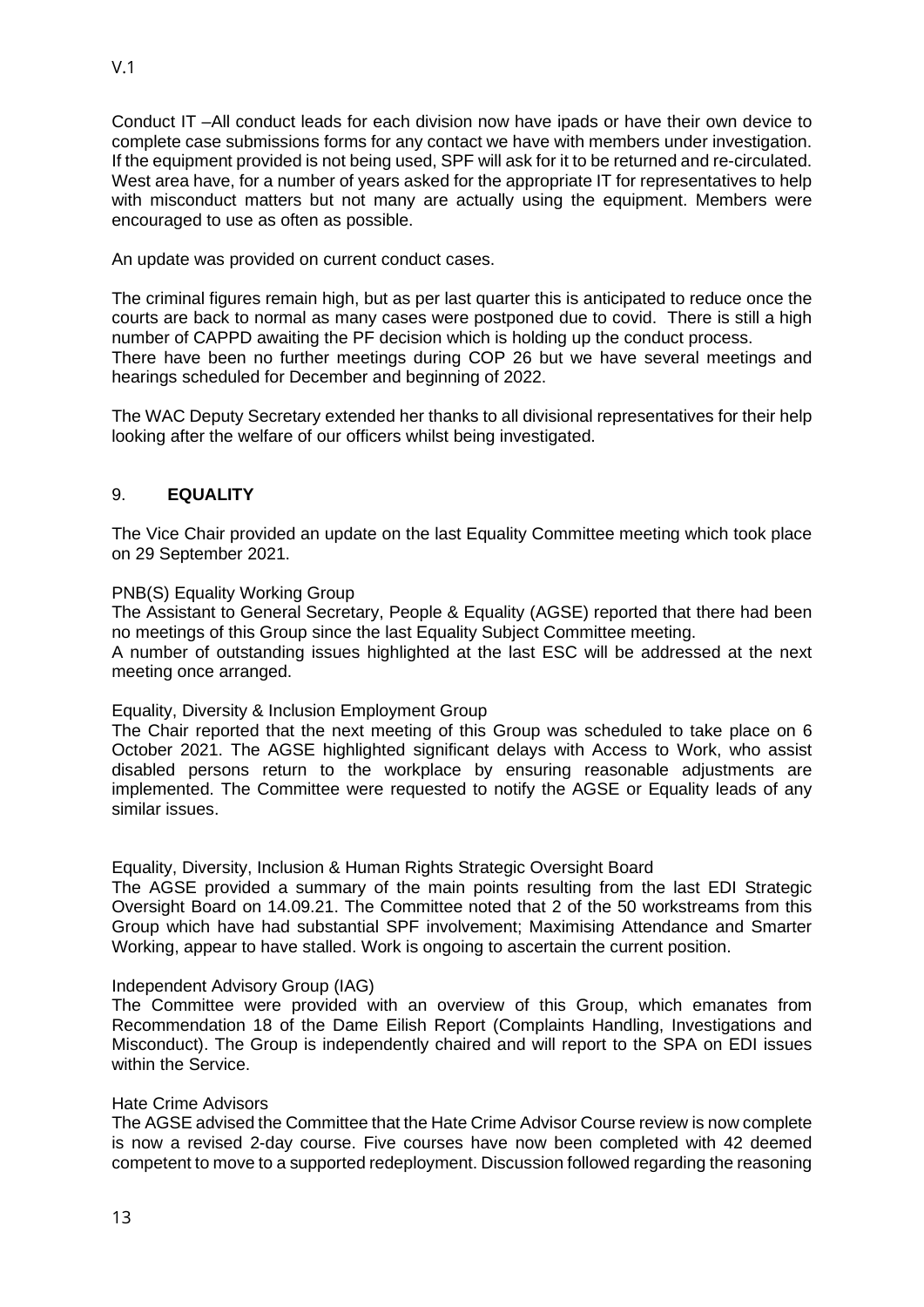Conduct IT –All conduct leads for each division now have ipads or have their own device to complete case submissions forms for any contact we have with members under investigation. If the equipment provided is not being used, SPF will ask for it to be returned and re-circulated. West area have, for a number of years asked for the appropriate IT for representatives to help with misconduct matters but not many are actually using the equipment. Members were encouraged to use as often as possible.

An update was provided on current conduct cases.

The criminal figures remain high, but as per last quarter this is anticipated to reduce once the courts are back to normal as many cases were postponed due to covid. There is still a high number of CAPPD awaiting the PF decision which is holding up the conduct process.
There have been no further meetings during COP 26 but we have several meetings and hearings scheduled for December and beginning of 2022.

The WAC Deputy Secretary extended her thanks to all divisional representatives for their help looking after the welfare of our officers whilst being investigated.

## 9. **EQUALITY**

The Vice Chair provided an update on the last Equality Committee meeting which took place on 29 September 2021.

PNB(S) Equality Working Group
The Assistant to General Secretary, People & Equality (AGSE) reported that there had been no meetings of this Group since the last Equality Subject Committee meeting.
A number of outstanding issues highlighted at the last ESC will be addressed at the next meeting once arranged.

Equality, Diversity & Inclusion Employment Group
The Chair reported that the next meeting of this Group was scheduled to take place on 6 October 2021. The AGSE highlighted significant delays with Access to Work, who assist disabled persons return to the workplace by ensuring reasonable adjustments are implemented. The Committee were requested to notify the AGSE or Equality leads of any similar issues.

Equality, Diversity, Inclusion & Human Rights Strategic Oversight Board
The AGSE provided a summary of the main points resulting from the last EDI Strategic Oversight Board on 14.09.21. The Committee noted that 2 of the 50 workstreams from this Group which have had substantial SPF involvement; Maximising Attendance and Smarter Working, appear to have stalled. Work is ongoing to ascertain the current position.

Independent Advisory Group (IAG)
The Committee were provided with an overview of this Group, which emanates from Recommendation 18 of the Dame Eilish Report (Complaints Handling, Investigations and Misconduct). The Group is independently chaired and will report to the SPA on EDI issues within the Service.

Hate Crime Advisors
The AGSE advised the Committee that the Hate Crime Advisor Course review is now complete is now a revised 2-day course. Five courses have now been completed with 42 deemed competent to move to a supported redeployment. Discussion followed regarding the reasoning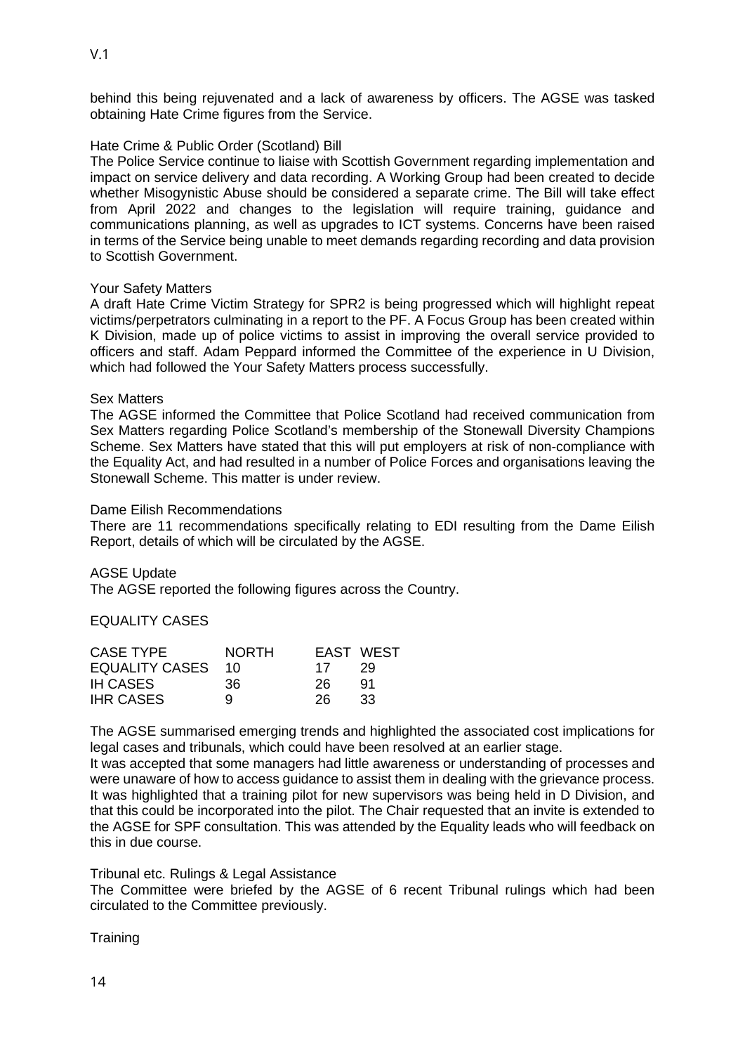behind this being rejuvenated and a lack of awareness by officers. The AGSE was tasked obtaining Hate Crime figures from the Service.

Hate Crime & Public Order (Scotland) Bill
The Police Service continue to liaise with Scottish Government regarding implementation and impact on service delivery and data recording. A Working Group had been created to decide whether Misogynistic Abuse should be considered a separate crime. The Bill will take effect from April 2022 and changes to the legislation will require training, guidance and communications planning, as well as upgrades to ICT systems. Concerns have been raised in terms of the Service being unable to meet demands regarding recording and data provision to Scottish Government.

Your Safety Matters
A draft Hate Crime Victim Strategy for SPR2 is being progressed which will highlight repeat victims/perpetrators culminating in a report to the PF. A Focus Group has been created within K Division, made up of police victims to assist in improving the overall service provided to officers and staff. Adam Peppard informed the Committee of the experience in U Division, which had followed the Your Safety Matters process successfully.

Sex Matters
The AGSE informed the Committee that Police Scotland had received communication from Sex Matters regarding Police Scotland's membership of the Stonewall Diversity Champions Scheme. Sex Matters have stated that this will put employers at risk of non-compliance with the Equality Act, and had resulted in a number of Police Forces and organisations leaving the Stonewall Scheme. This matter is under review.

Dame Eilish Recommendations
There are 11 recommendations specifically relating to EDI resulting from the Dame Eilish Report, details of which will be circulated by the AGSE.

AGSE Update
The AGSE reported the following figures across the Country.

EQUALITY CASES

| CASE TYPE | NORTH | EAST | WEST |
|---|---|---|---|
| EQUALITY CASES | 10 | 17 | 29 |
| IH CASES | 36 | 26 | 91 |
| IHR CASES | 9 | 26 | 33 |

The AGSE summarised emerging trends and highlighted the associated cost implications for legal cases and tribunals, which could have been resolved at an earlier stage.
It was accepted that some managers had little awareness or understanding of processes and were unaware of how to access guidance to assist them in dealing with the grievance process. It was highlighted that a training pilot for new supervisors was being held in D Division, and that this could be incorporated into the pilot. The Chair requested that an invite is extended to the AGSE for SPF consultation. This was attended by the Equality leads who will feedback on this in due course.

Tribunal etc. Rulings & Legal Assistance
The Committee were briefed by the AGSE of 6 recent Tribunal rulings which had been circulated to the Committee previously.

Training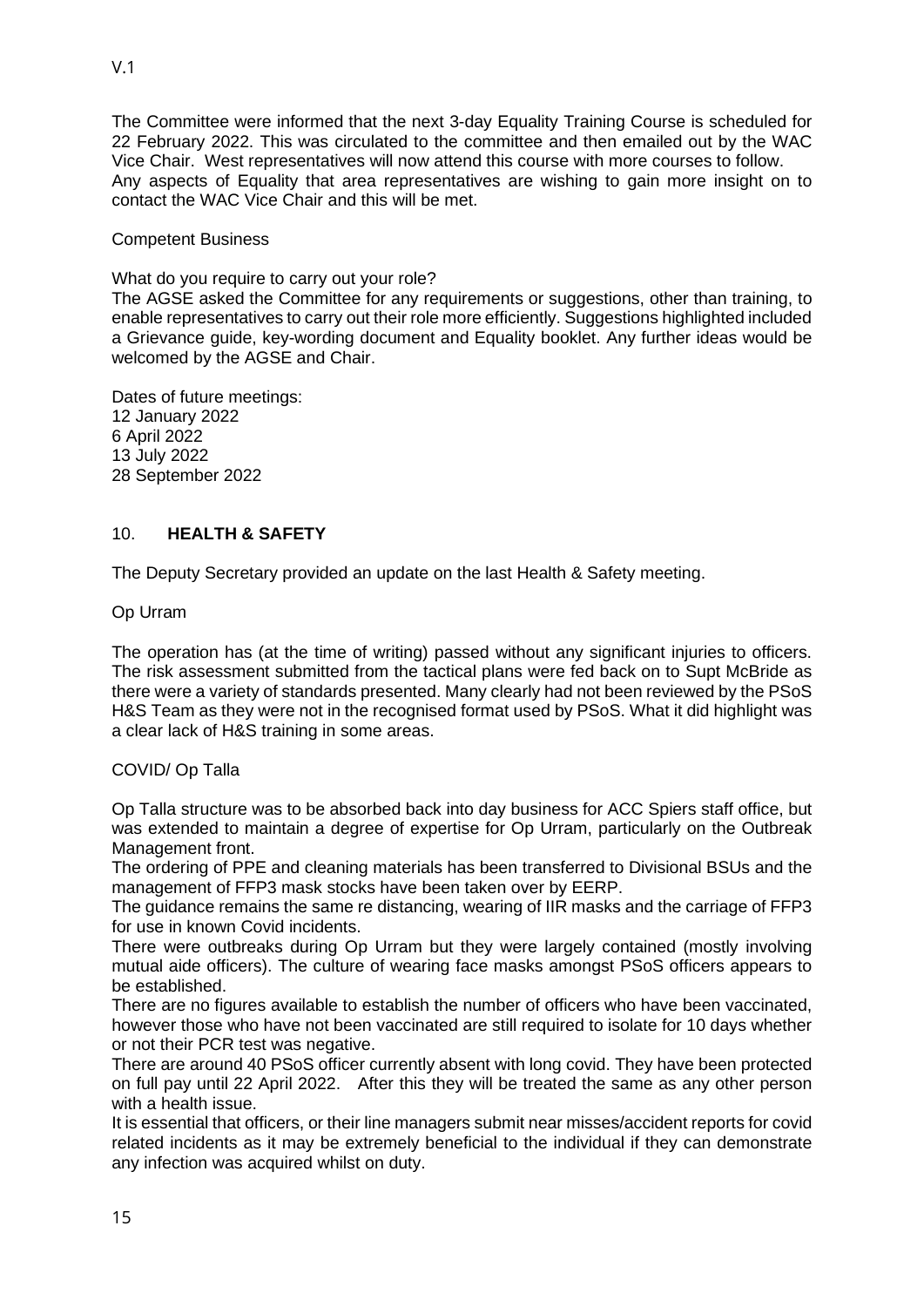The Committee were informed that the next 3-day Equality Training Course is scheduled for 22 February 2022. This was circulated to the committee and then emailed out by the WAC Vice Chair. West representatives will now attend this course with more courses to follow. Any aspects of Equality that area representatives are wishing to gain more insight on to contact the WAC Vice Chair and this will be met.

Competent Business

What do you require to carry out your role?
The AGSE asked the Committee for any requirements or suggestions, other than training, to enable representatives to carry out their role more efficiently. Suggestions highlighted included a Grievance guide, key-wording document and Equality booklet. Any further ideas would be welcomed by the AGSE and Chair.

Dates of future meetings:
12 January 2022
6 April 2022
13 July 2022
28 September 2022

## 10. **HEALTH & SAFETY**

The Deputy Secretary provided an update on the last Health & Safety meeting.

Op Urram

The operation has (at the time of writing) passed without any significant injuries to officers. The risk assessment submitted from the tactical plans were fed back on to Supt McBride as there were a variety of standards presented. Many clearly had not been reviewed by the PSoS H&S Team as they were not in the recognised format used by PSoS. What it did highlight was a clear lack of H&S training in some areas.

COVID/ Op Talla

Op Talla structure was to be absorbed back into day business for ACC Spiers staff office, but was extended to maintain a degree of expertise for Op Urram, particularly on the Outbreak Management front.
The ordering of PPE and cleaning materials has been transferred to Divisional BSUs and the management of FFP3 mask stocks have been taken over by EERP.
The guidance remains the same re distancing, wearing of IIR masks and the carriage of FFP3 for use in known Covid incidents.
There were outbreaks during Op Urram but they were largely contained (mostly involving mutual aide officers). The culture of wearing face masks amongst PSoS officers appears to be established.
There are no figures available to establish the number of officers who have been vaccinated, however those who have not been vaccinated are still required to isolate for 10 days whether or not their PCR test was negative.
There are around 40 PSoS officer currently absent with long covid. They have been protected on full pay until 22 April 2022. After this they will be treated the same as any other person with a health issue.
It is essential that officers, or their line managers submit near misses/accident reports for covid related incidents as it may be extremely beneficial to the individual if they can demonstrate any infection was acquired whilst on duty.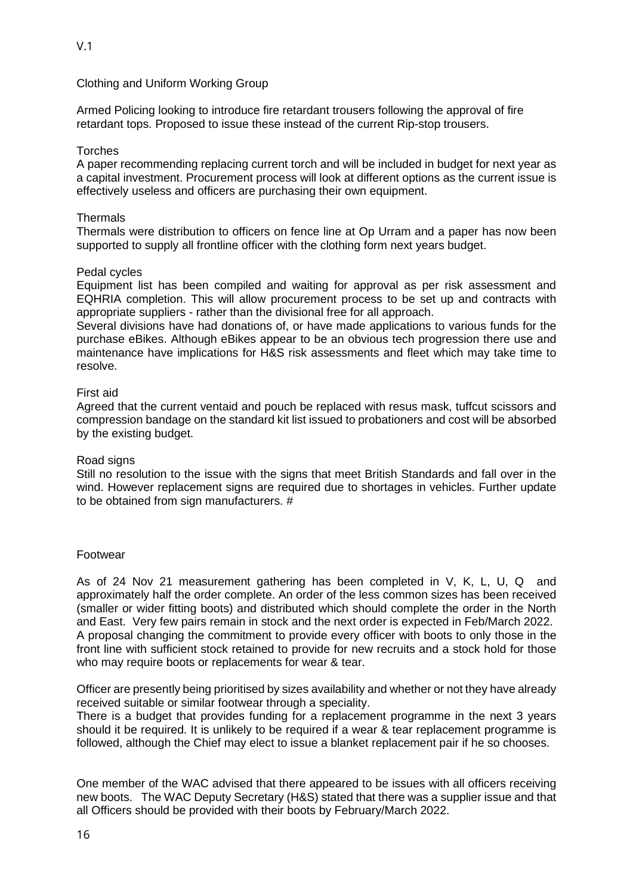V.1

Clothing and Uniform Working Group

Armed Policing looking to introduce fire retardant trousers following the approval of fire retardant tops. Proposed to issue these instead of the current Rip-stop trousers.

Torches
A paper recommending replacing current torch and will be included in budget for next year as a capital investment. Procurement process will look at different options as the current issue is effectively useless and officers are purchasing their own equipment.

Thermals
Thermals were distribution to officers on fence line at Op Urram and a paper has now been supported to supply all frontline officer with the clothing form next years budget.

Pedal cycles
Equipment list has been compiled and waiting for approval as per risk assessment and EQHRIA completion. This will allow procurement process to be set up and contracts with appropriate suppliers - rather than the divisional free for all approach.
Several divisions have had donations of, or have made applications to various funds for the purchase eBikes. Although eBikes appear to be an obvious tech progression there use and maintenance have implications for H&S risk assessments and fleet which may take time to resolve.

First aid
Agreed that the current ventaid and pouch be replaced with resus mask, tuffcut scissors and compression bandage on the standard kit list issued to probationers and cost will be absorbed by the existing budget.

Road signs
Still no resolution to the issue with the signs that meet British Standards and fall over in the wind. However replacement signs are required due to shortages in vehicles. Further update to be obtained from sign manufacturers. #

Footwear

As of 24 Nov 21 measurement gathering has been completed in V, K, L, U, Q and approximately half the order complete. An order of the less common sizes has been received (smaller or wider fitting boots) and distributed which should complete the order in the North and East. Very few pairs remain in stock and the next order is expected in Feb/March 2022.
A proposal changing the commitment to provide every officer with boots to only those in the front line with sufficient stock retained to provide for new recruits and a stock hold for those who may require boots or replacements for wear & tear.

Officer are presently being prioritised by sizes availability and whether or not they have already received suitable or similar footwear through a speciality.
There is a budget that provides funding for a replacement programme in the next 3 years should it be required. It is unlikely to be required if a wear & tear replacement programme is followed, although the Chief may elect to issue a blanket replacement pair if he so chooses.

One member of the WAC advised that there appeared to be issues with all officers receiving new boots. The WAC Deputy Secretary (H&S) stated that there was a supplier issue and that all Officers should be provided with their boots by February/March 2022.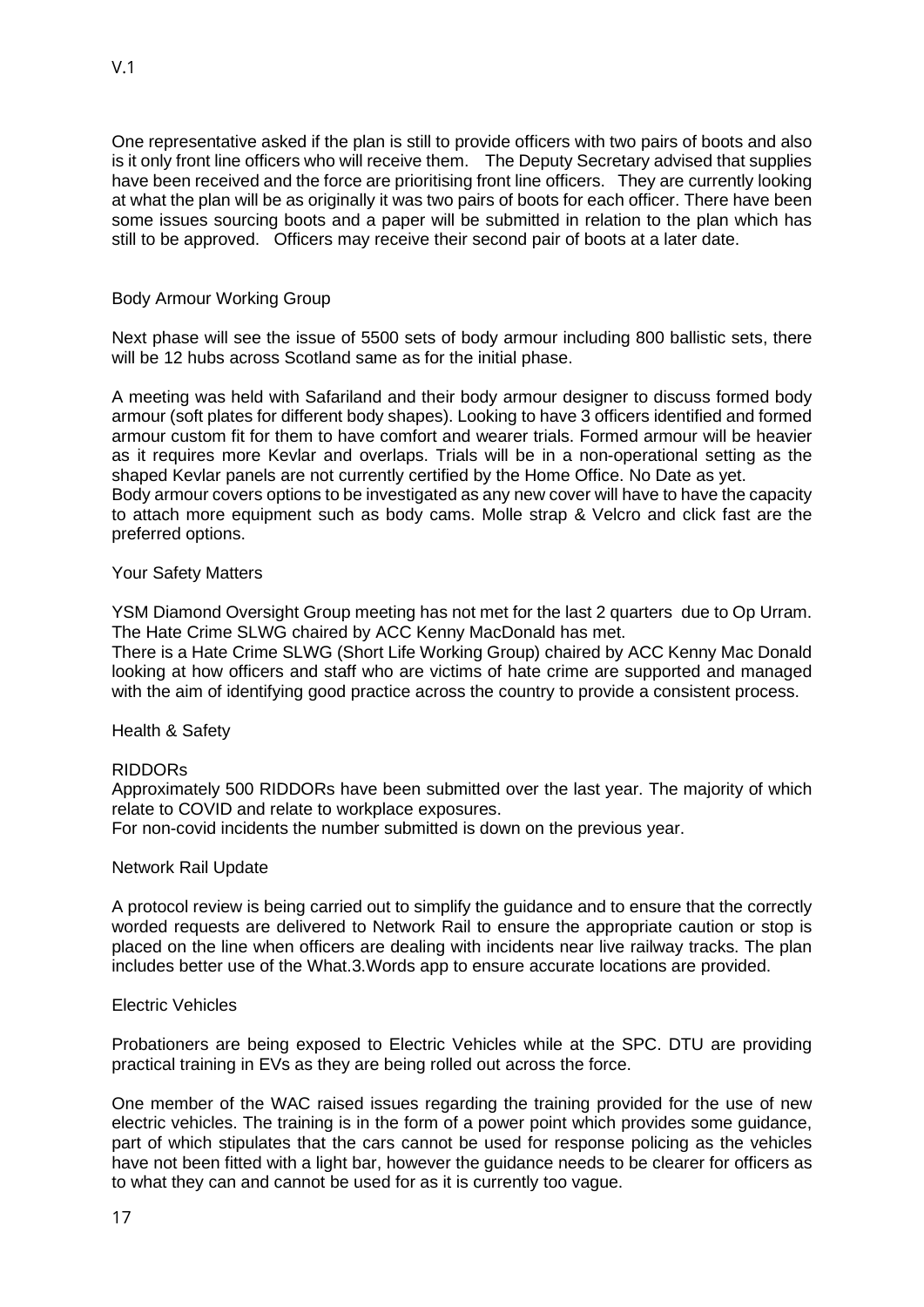One representative asked if the plan is still to provide officers with two pairs of boots and also is it only front line officers who will receive them. The Deputy Secretary advised that supplies have been received and the force are prioritising front line officers. They are currently looking at what the plan will be as originally it was two pairs of boots for each officer. There have been some issues sourcing boots and a paper will be submitted in relation to the plan which has still to be approved. Officers may receive their second pair of boots at a later date.

### Body Armour Working Group

Next phase will see the issue of 5500 sets of body armour including 800 ballistic sets, there will be 12 hubs across Scotland same as for the initial phase.

A meeting was held with Safariland and their body armour designer to discuss formed body armour (soft plates for different body shapes). Looking to have 3 officers identified and formed armour custom fit for them to have comfort and wearer trials. Formed armour will be heavier as it requires more Kevlar and overlaps. Trials will be in a non-operational setting as the shaped Kevlar panels are not currently certified by the Home Office. No Date as yet.
Body armour covers options to be investigated as any new cover will have to have the capacity to attach more equipment such as body cams. Molle strap & Velcro and click fast are the preferred options.

### Your Safety Matters

YSM Diamond Oversight Group meeting has not met for the last 2 quarters due to Op Urram. The Hate Crime SLWG chaired by ACC Kenny MacDonald has met.
There is a Hate Crime SLWG (Short Life Working Group) chaired by ACC Kenny Mac Donald looking at how officers and staff who are victims of hate crime are supported and managed with the aim of identifying good practice across the country to provide a consistent process.

### Health & Safety

#### RIDDORs

Approximately 500 RIDDORs have been submitted over the last year. The majority of which relate to COVID and relate to workplace exposures.
For non-covid incidents the number submitted is down on the previous year.

### Network Rail Update

A protocol review is being carried out to simplify the guidance and to ensure that the correctly worded requests are delivered to Network Rail to ensure the appropriate caution or stop is placed on the line when officers are dealing with incidents near live railway tracks. The plan includes better use of the What.3.Words app to ensure accurate locations are provided.

### Electric Vehicles

Probationers are being exposed to Electric Vehicles while at the SPC. DTU are providing practical training in EVs as they are being rolled out across the force.

One member of the WAC raised issues regarding the training provided for the use of new electric vehicles. The training is in the form of a power point which provides some guidance, part of which stipulates that the cars cannot be used for response policing as the vehicles have not been fitted with a light bar, however the guidance needs to be clearer for officers as to what they can and cannot be used for as it is currently too vague.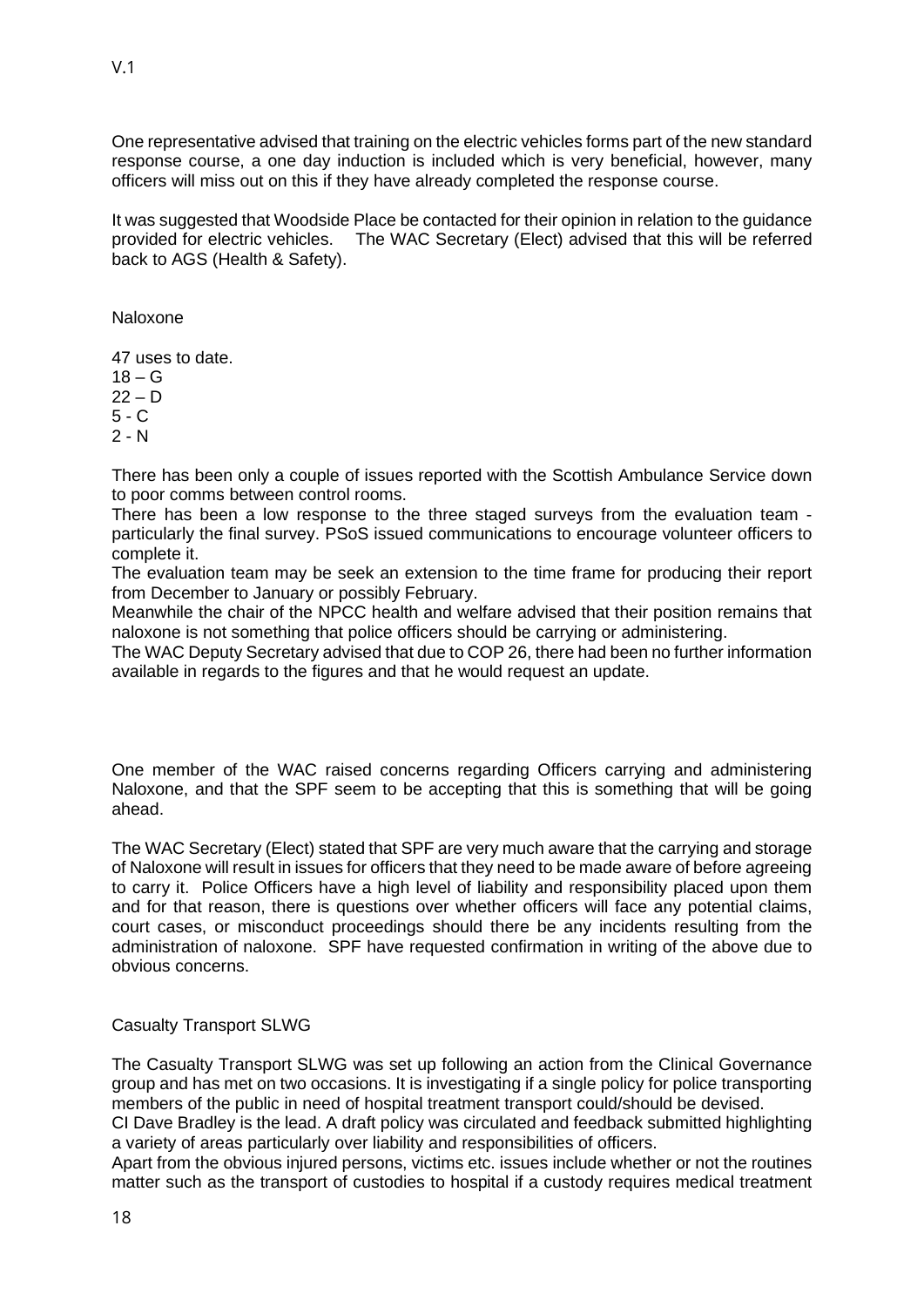One representative advised that training on the electric vehicles forms part of the new standard response course, a one day induction is included which is very beneficial, however, many officers will miss out on this if they have already completed the response course.

It was suggested that Woodside Place be contacted for their opinion in relation to the guidance provided for electric vehicles. The WAC Secretary (Elect) advised that this will be referred back to AGS (Health & Safety).

Naloxone

47 uses to date.
18 – G
22 – D
5 - C
2 - N

There has been only a couple of issues reported with the Scottish Ambulance Service down to poor comms between control rooms.
There has been a low response to the three staged surveys from the evaluation team - particularly the final survey. PSoS issued communications to encourage volunteer officers to complete it.
The evaluation team may be seek an extension to the time frame for producing their report from December to January or possibly February.
Meanwhile the chair of the NPCC health and welfare advised that their position remains that naloxone is not something that police officers should be carrying or administering.
The WAC Deputy Secretary advised that due to COP 26, there had been no further information available in regards to the figures and that he would request an update.

One member of the WAC raised concerns regarding Officers carrying and administering Naloxone, and that the SPF seem to be accepting that this is something that will be going ahead.

The WAC Secretary (Elect) stated that SPF are very much aware that the carrying and storage of Naloxone will result in issues for officers that they need to be made aware of before agreeing to carry it. Police Officers have a high level of liability and responsibility placed upon them and for that reason, there is questions over whether officers will face any potential claims, court cases, or misconduct proceedings should there be any incidents resulting from the administration of naloxone. SPF have requested confirmation in writing of the above due to obvious concerns.

Casualty Transport SLWG

The Casualty Transport SLWG was set up following an action from the Clinical Governance group and has met on two occasions. It is investigating if a single policy for police transporting members of the public in need of hospital treatment transport could/should be devised.
CI Dave Bradley is the lead. A draft policy was circulated and feedback submitted highlighting a variety of areas particularly over liability and responsibilities of officers.
Apart from the obvious injured persons, victims etc. issues include whether or not the routines matter such as the transport of custodies to hospital if a custody requires medical treatment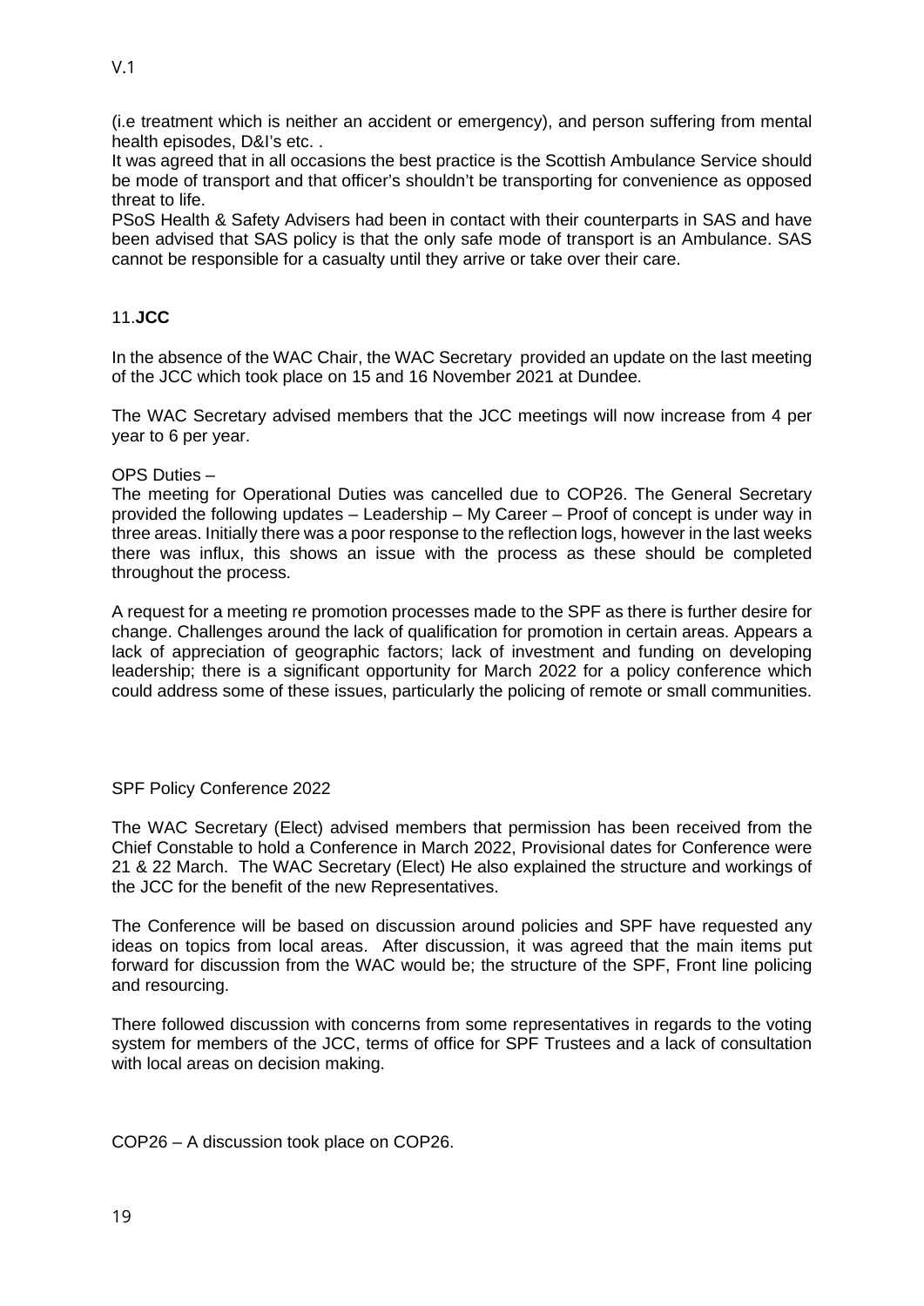(i.e treatment which is neither an accident or emergency), and person suffering from mental health episodes, D&I's etc. .

It was agreed that in all occasions the best practice is the Scottish Ambulance Service should be mode of transport and that officer's shouldn't be transporting for convenience as opposed threat to life.

PSoS Health & Safety Advisers had been in contact with their counterparts in SAS and have been advised that SAS policy is that the only safe mode of transport is an Ambulance. SAS cannot be responsible for a casualty until they arrive or take over their care.

## 11. **JCC**

In the absence of the WAC Chair, the WAC Secretary provided an update on the last meeting of the JCC which took place on 15 and 16 November 2021 at Dundee.

The WAC Secretary advised members that the JCC meetings will now increase from 4 per year to 6 per year.

OPS Duties –

The meeting for Operational Duties was cancelled due to COP26. The General Secretary provided the following updates – Leadership – My Career – Proof of concept is under way in three areas. Initially there was a poor response to the reflection logs, however in the last weeks there was influx, this shows an issue with the process as these should be completed throughout the process.

A request for a meeting re promotion processes made to the SPF as there is further desire for change. Challenges around the lack of qualification for promotion in certain areas. Appears a lack of appreciation of geographic factors; lack of investment and funding on developing leadership; there is a significant opportunity for March 2022 for a policy conference which could address some of these issues, particularly the policing of remote or small communities.

SPF Policy Conference 2022

The WAC Secretary (Elect) advised members that permission has been received from the Chief Constable to hold a Conference in March 2022, Provisional dates for Conference were 21 & 22 March. The WAC Secretary (Elect) He also explained the structure and workings of the JCC for the benefit of the new Representatives.

The Conference will be based on discussion around policies and SPF have requested any ideas on topics from local areas. After discussion, it was agreed that the main items put forward for discussion from the WAC would be; the structure of the SPF, Front line policing and resourcing.

There followed discussion with concerns from some representatives in regards to the voting system for members of the JCC, terms of office for SPF Trustees and a lack of consultation with local areas on decision making.

COP26 – A discussion took place on COP26.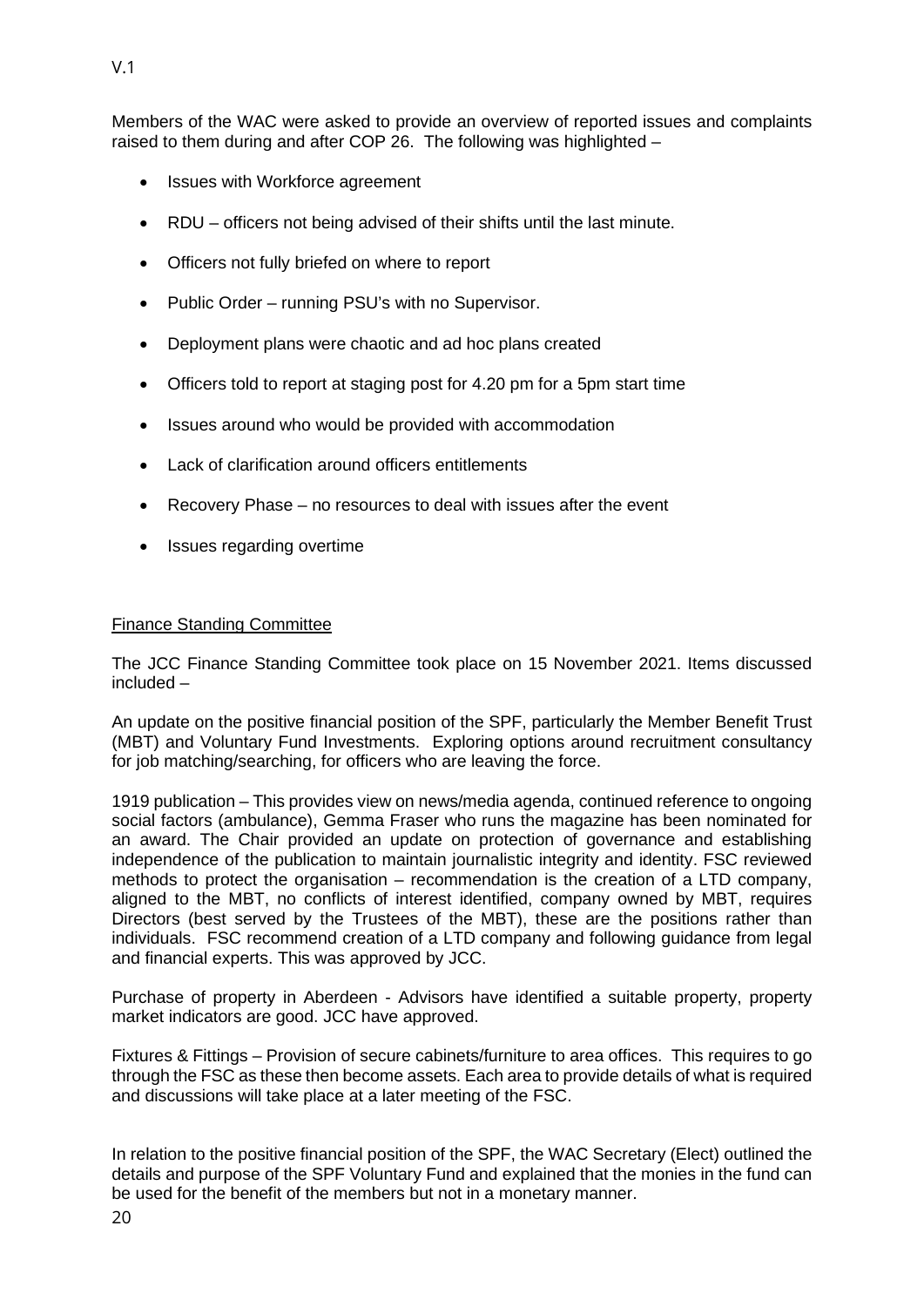Members of the WAC were asked to provide an overview of reported issues and complaints raised to them during and after COP 26. The following was highlighted –

- Issues with Workforce agreement
- RDU – officers not being advised of their shifts until the last minute.
- Officers not fully briefed on where to report
- Public Order – running PSU's with no Supervisor.
- Deployment plans were chaotic and ad hoc plans created
- Officers told to report at staging post for 4.20 pm for a 5pm start time
- Issues around who would be provided with accommodation
- Lack of clarification around officers entitlements
- Recovery Phase – no resources to deal with issues after the event
- Issues regarding overtime

<u>Finance Standing Committee</u>

The JCC Finance Standing Committee took place on 15 November 2021. Items discussed included –

An update on the positive financial position of the SPF, particularly the Member Benefit Trust (MBT) and Voluntary Fund Investments. Exploring options around recruitment consultancy for job matching/searching, for officers who are leaving the force.

1919 publication – This provides view on news/media agenda, continued reference to ongoing social factors (ambulance), Gemma Fraser who runs the magazine has been nominated for an award. The Chair provided an update on protection of governance and establishing independence of the publication to maintain journalistic integrity and identity. FSC reviewed methods to protect the organisation – recommendation is the creation of a LTD company, aligned to the MBT, no conflicts of interest identified, company owned by MBT, requires Directors (best served by the Trustees of the MBT), these are the positions rather than individuals. FSC recommend creation of a LTD company and following guidance from legal and financial experts. This was approved by JCC.

Purchase of property in Aberdeen - Advisors have identified a suitable property, property market indicators are good. JCC have approved.

Fixtures & Fittings – Provision of secure cabinets/furniture to area offices. This requires to go through the FSC as these then become assets. Each area to provide details of what is required and discussions will take place at a later meeting of the FSC.

In relation to the positive financial position of the SPF, the WAC Secretary (Elect) outlined the details and purpose of the SPF Voluntary Fund and explained that the monies in the fund can be used for the benefit of the members but not in a monetary manner.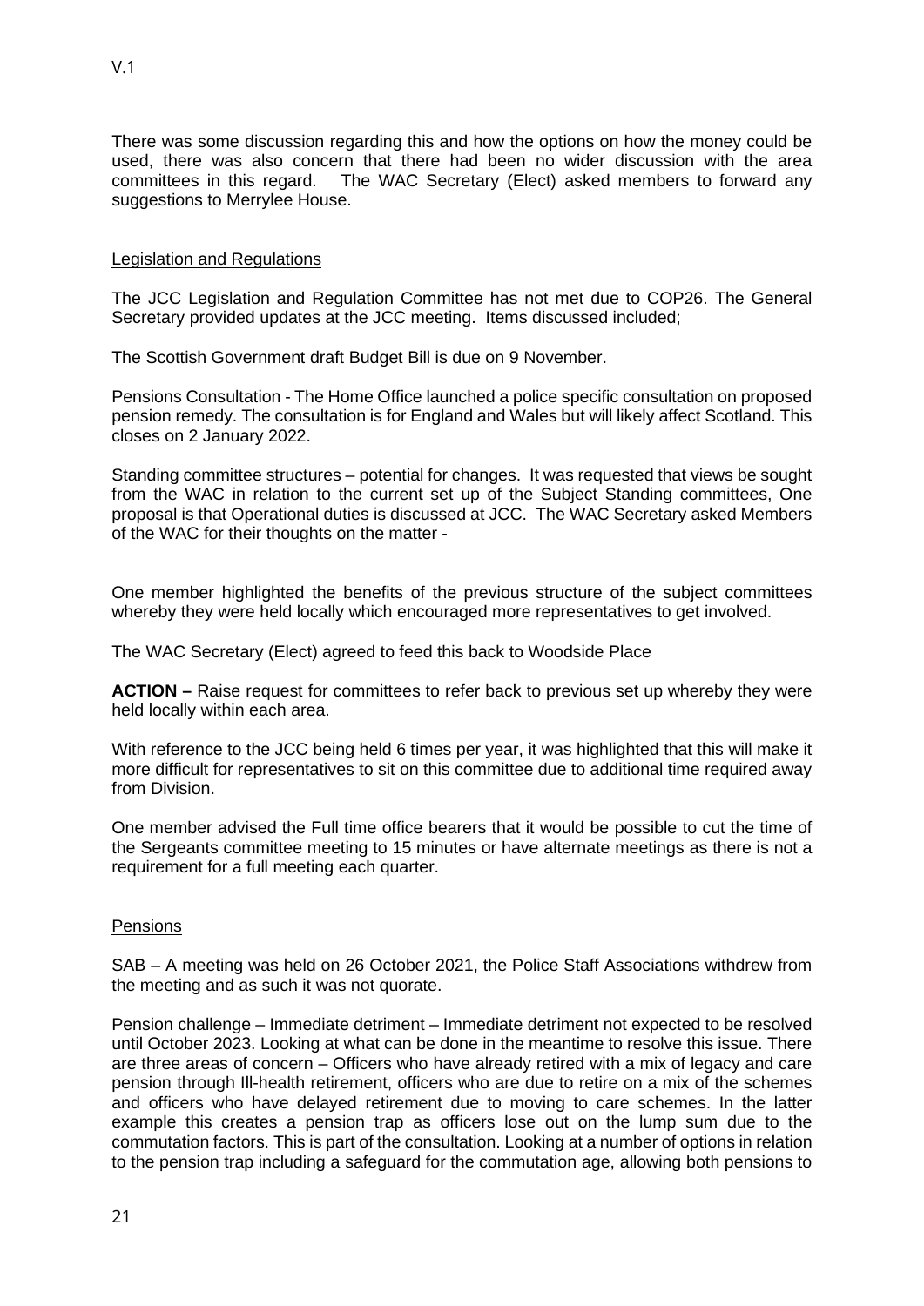There was some discussion regarding this and how the options on how the money could be used, there was also concern that there had been no wider discussion with the area committees in this regard. The WAC Secretary (Elect) asked members to forward any suggestions to Merrylee House.

Legislation and Regulations

The JCC Legislation and Regulation Committee has not met due to COP26. The General Secretary provided updates at the JCC meeting. Items discussed included;

The Scottish Government draft Budget Bill is due on 9 November.

Pensions Consultation - The Home Office launched a police specific consultation on proposed pension remedy. The consultation is for England and Wales but will likely affect Scotland. This closes on 2 January 2022.

Standing committee structures – potential for changes. It was requested that views be sought from the WAC in relation to the current set up of the Subject Standing committees, One proposal is that Operational duties is discussed at JCC. The WAC Secretary asked Members of the WAC for their thoughts on the matter -

One member highlighted the benefits of the previous structure of the subject committees whereby they were held locally which encouraged more representatives to get involved.

The WAC Secretary (Elect) agreed to feed this back to Woodside Place

**ACTION –** Raise request for committees to refer back to previous set up whereby they were held locally within each area.

With reference to the JCC being held 6 times per year, it was highlighted that this will make it more difficult for representatives to sit on this committee due to additional time required away from Division.

One member advised the Full time office bearers that it would be possible to cut the time of the Sergeants committee meeting to 15 minutes or have alternate meetings as there is not a requirement for a full meeting each quarter.

Pensions

SAB – A meeting was held on 26 October 2021, the Police Staff Associations withdrew from the meeting and as such it was not quorate.

Pension challenge – Immediate detriment – Immediate detriment not expected to be resolved until October 2023. Looking at what can be done in the meantime to resolve this issue. There are three areas of concern – Officers who have already retired with a mix of legacy and care pension through Ill-health retirement, officers who are due to retire on a mix of the schemes and officers who have delayed retirement due to moving to care schemes. In the latter example this creates a pension trap as officers lose out on the lump sum due to the commutation factors. This is part of the consultation. Looking at a number of options in relation to the pension trap including a safeguard for the commutation age, allowing both pensions to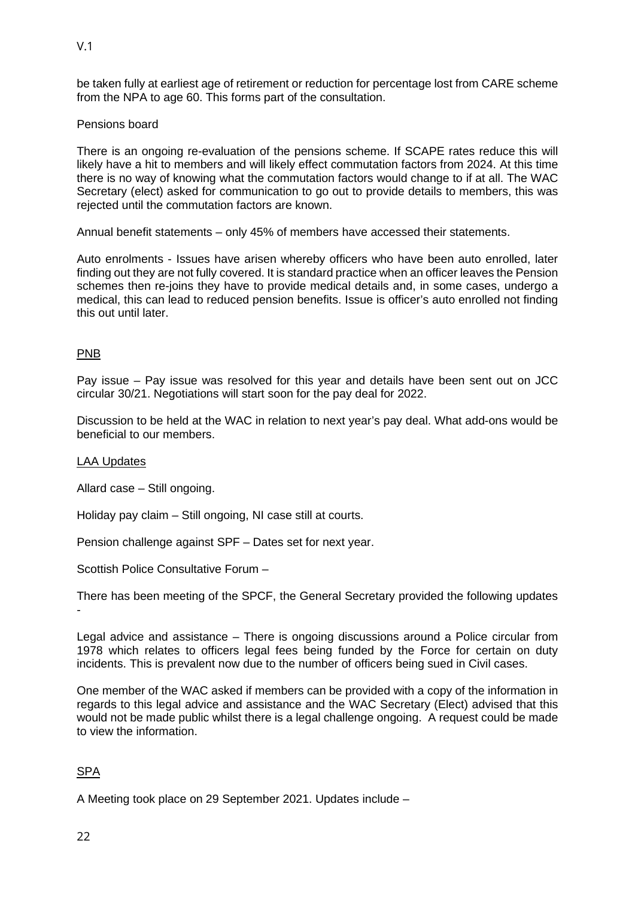be taken fully at earliest age of retirement or reduction for percentage lost from CARE scheme from the NPA to age 60. This forms part of the consultation.

Pensions board

There is an ongoing re-evaluation of the pensions scheme. If SCAPE rates reduce this will likely have a hit to members and will likely effect commutation factors from 2024. At this time there is no way of knowing what the commutation factors would change to if at all. The WAC Secretary (elect) asked for communication to go out to provide details to members, this was rejected until the commutation factors are known.

Annual benefit statements – only 45% of members have accessed their statements.

Auto enrolments - Issues have arisen whereby officers who have been auto enrolled, later finding out they are not fully covered. It is standard practice when an officer leaves the Pension schemes then re-joins they have to provide medical details and, in some cases, undergo a medical, this can lead to reduced pension benefits. Issue is officer's auto enrolled not finding this out until later.

<u>PNB</u>

Pay issue – Pay issue was resolved for this year and details have been sent out on JCC circular 30/21. Negotiations will start soon for the pay deal for 2022.

Discussion to be held at the WAC in relation to next year's pay deal. What add-ons would be beneficial to our members.

<u>LAA Updates</u>

Allard case – Still ongoing.

Holiday pay claim – Still ongoing, NI case still at courts.

Pension challenge against SPF – Dates set for next year.

Scottish Police Consultative Forum –

There has been meeting of the SPCF, the General Secretary provided the following updates -

Legal advice and assistance – There is ongoing discussions around a Police circular from 1978 which relates to officers legal fees being funded by the Force for certain on duty incidents. This is prevalent now due to the number of officers being sued in Civil cases.

One member of the WAC asked if members can be provided with a copy of the information in regards to this legal advice and assistance and the WAC Secretary (Elect) advised that this would not be made public whilst there is a legal challenge ongoing. A request could be made to view the information.

<u>SPA</u>

A Meeting took place on 29 September 2021. Updates include –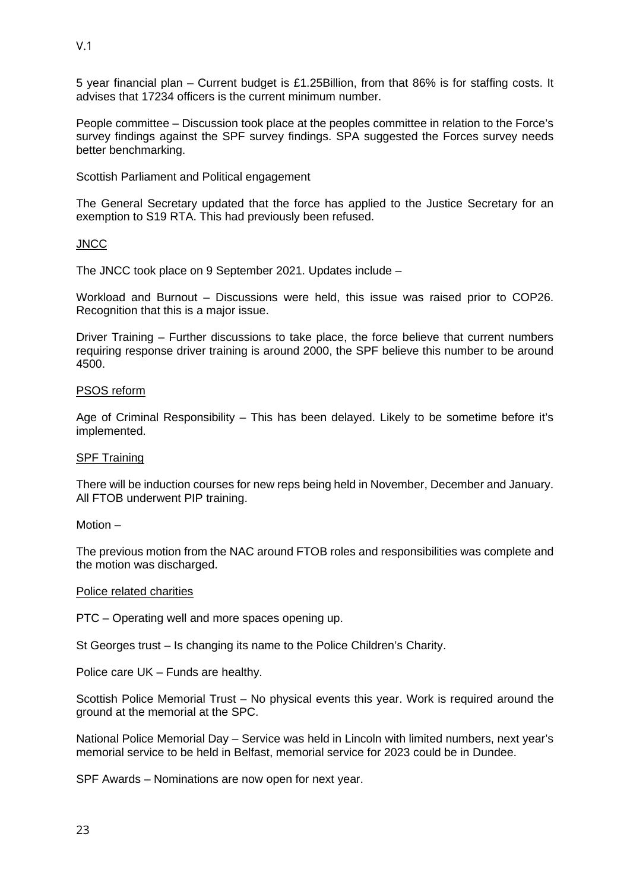5 year financial plan – Current budget is £1.25Billion, from that 86% is for staffing costs. It advises that 17234 officers is the current minimum number.

People committee – Discussion took place at the peoples committee in relation to the Force's survey findings against the SPF survey findings. SPA suggested the Forces survey needs better benchmarking.

Scottish Parliament and Political engagement

The General Secretary updated that the force has applied to the Justice Secretary for an exemption to S19 RTA. This had previously been refused.

<u>JNCC</u>

The JNCC took place on 9 September 2021. Updates include –

Workload and Burnout – Discussions were held, this issue was raised prior to COP26. Recognition that this is a major issue.

Driver Training – Further discussions to take place, the force believe that current numbers requiring response driver training is around 2000, the SPF believe this number to be around 4500.

<u>PSOS reform</u>

Age of Criminal Responsibility – This has been delayed. Likely to be sometime before it's implemented.

<u>SPF Training</u>

There will be induction courses for new reps being held in November, December and January. All FTOB underwent PIP training.

Motion –

The previous motion from the NAC around FTOB roles and responsibilities was complete and the motion was discharged.

<u>Police related charities</u>

PTC – Operating well and more spaces opening up.

St Georges trust – Is changing its name to the Police Children's Charity.

Police care UK – Funds are healthy.

Scottish Police Memorial Trust – No physical events this year. Work is required around the ground at the memorial at the SPC.

National Police Memorial Day – Service was held in Lincoln with limited numbers, next year's memorial service to be held in Belfast, memorial service for 2023 could be in Dundee.

SPF Awards – Nominations are now open for next year.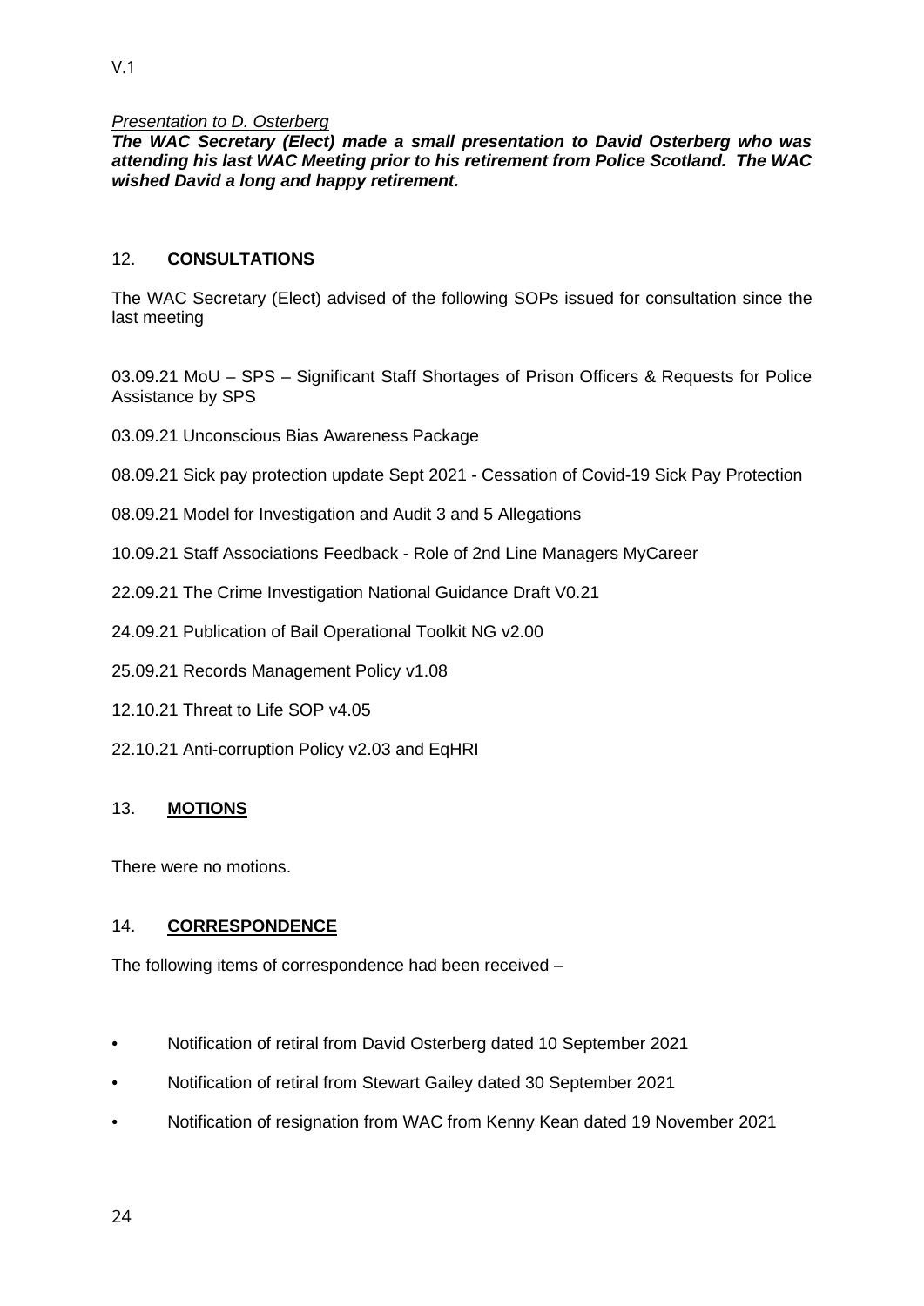*Presentation to D. Osterberg*

***The WAC Secretary (Elect) made a small presentation to David Osterberg who was attending his last WAC Meeting prior to his retirement from Police Scotland. The WAC wished David a long and happy retirement.***

## 12. **CONSULTATIONS**

The WAC Secretary (Elect) advised of the following SOPs issued for consultation since the last meeting

03.09.21 MoU – SPS – Significant Staff Shortages of Prison Officers & Requests for Police Assistance by SPS

03.09.21 Unconscious Bias Awareness Package

08.09.21 Sick pay protection update Sept 2021 - Cessation of Covid-19 Sick Pay Protection

08.09.21 Model for Investigation and Audit 3 and 5 Allegations

10.09.21 Staff Associations Feedback - Role of 2nd Line Managers MyCareer

22.09.21 The Crime Investigation National Guidance Draft V0.21

24.09.21 Publication of Bail Operational Toolkit NG v2.00

25.09.21 Records Management Policy v1.08

12.10.21 Threat to Life SOP v4.05

22.10.21 Anti-corruption Policy v2.03 and EqHRI

## 13. **MOTIONS**

There were no motions.

## 14. **CORRESPONDENCE**

The following items of correspondence had been received –

- Notification of retiral from David Osterberg dated 10 September 2021
- Notification of retiral from Stewart Gailey dated 30 September 2021
- Notification of resignation from WAC from Kenny Kean dated 19 November 2021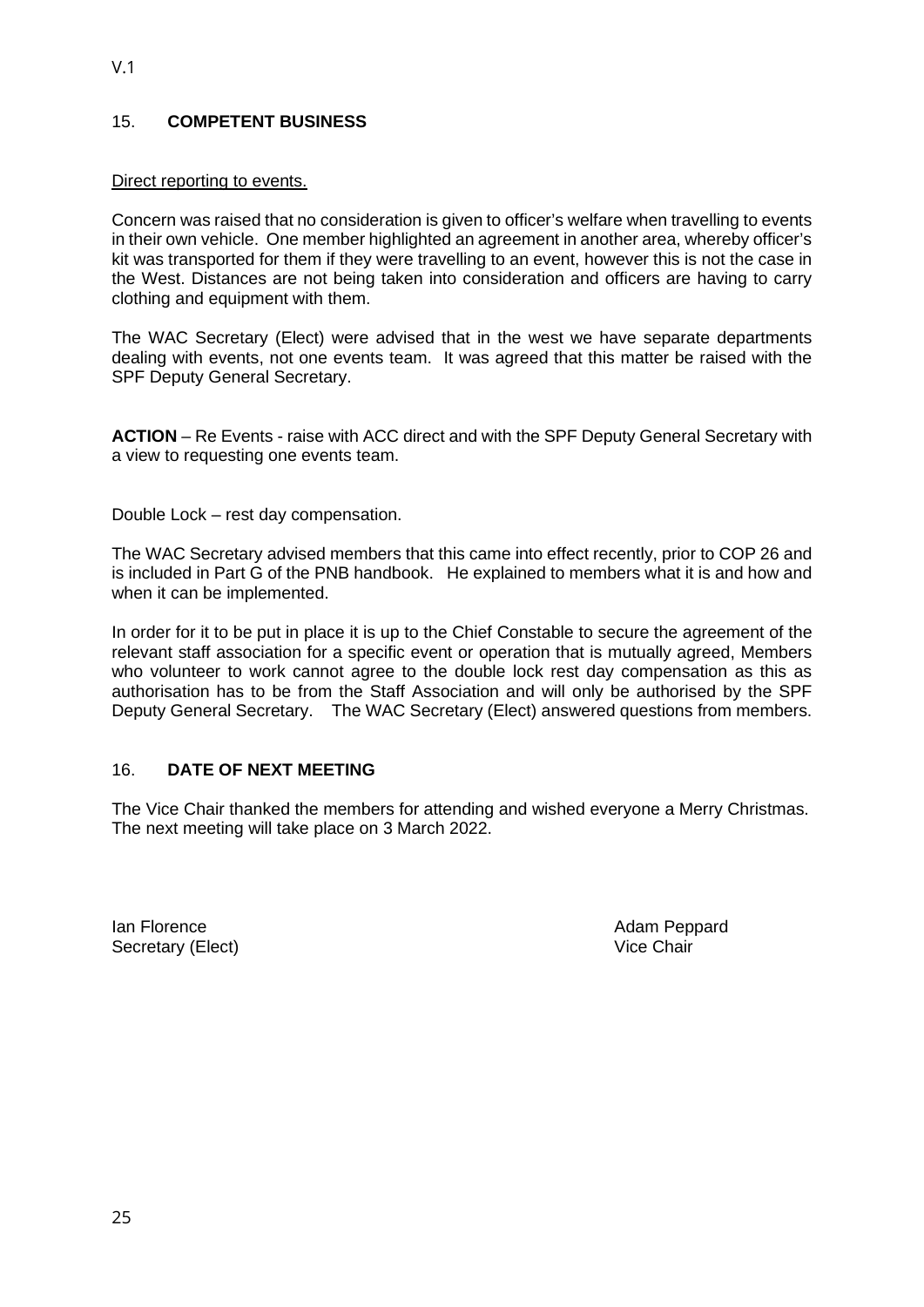## 15. COMPETENT BUSINESS

Direct reporting to events.

Concern was raised that no consideration is given to officer's welfare when travelling to events in their own vehicle. One member highlighted an agreement in another area, whereby officer's kit was transported for them if they were travelling to an event, however this is not the case in the West. Distances are not being taken into consideration and officers are having to carry clothing and equipment with them.

The WAC Secretary (Elect) were advised that in the west we have separate departments dealing with events, not one events team. It was agreed that this matter be raised with the SPF Deputy General Secretary.

**ACTION** – Re Events - raise with ACC direct and with the SPF Deputy General Secretary with a view to requesting one events team.

Double Lock – rest day compensation.

The WAC Secretary advised members that this came into effect recently, prior to COP 26 and is included in Part G of the PNB handbook. He explained to members what it is and how and when it can be implemented.

In order for it to be put in place it is up to the Chief Constable to secure the agreement of the relevant staff association for a specific event or operation that is mutually agreed, Members who volunteer to work cannot agree to the double lock rest day compensation as this as authorisation has to be from the Staff Association and will only be authorised by the SPF Deputy General Secretary. The WAC Secretary (Elect) answered questions from members.

## 16. DATE OF NEXT MEETING

The Vice Chair thanked the members for attending and wished everyone a Merry Christmas. The next meeting will take place on 3 March 2022.

Ian Florence
Secretary (Elect)

Adam Peppard
Vice Chair